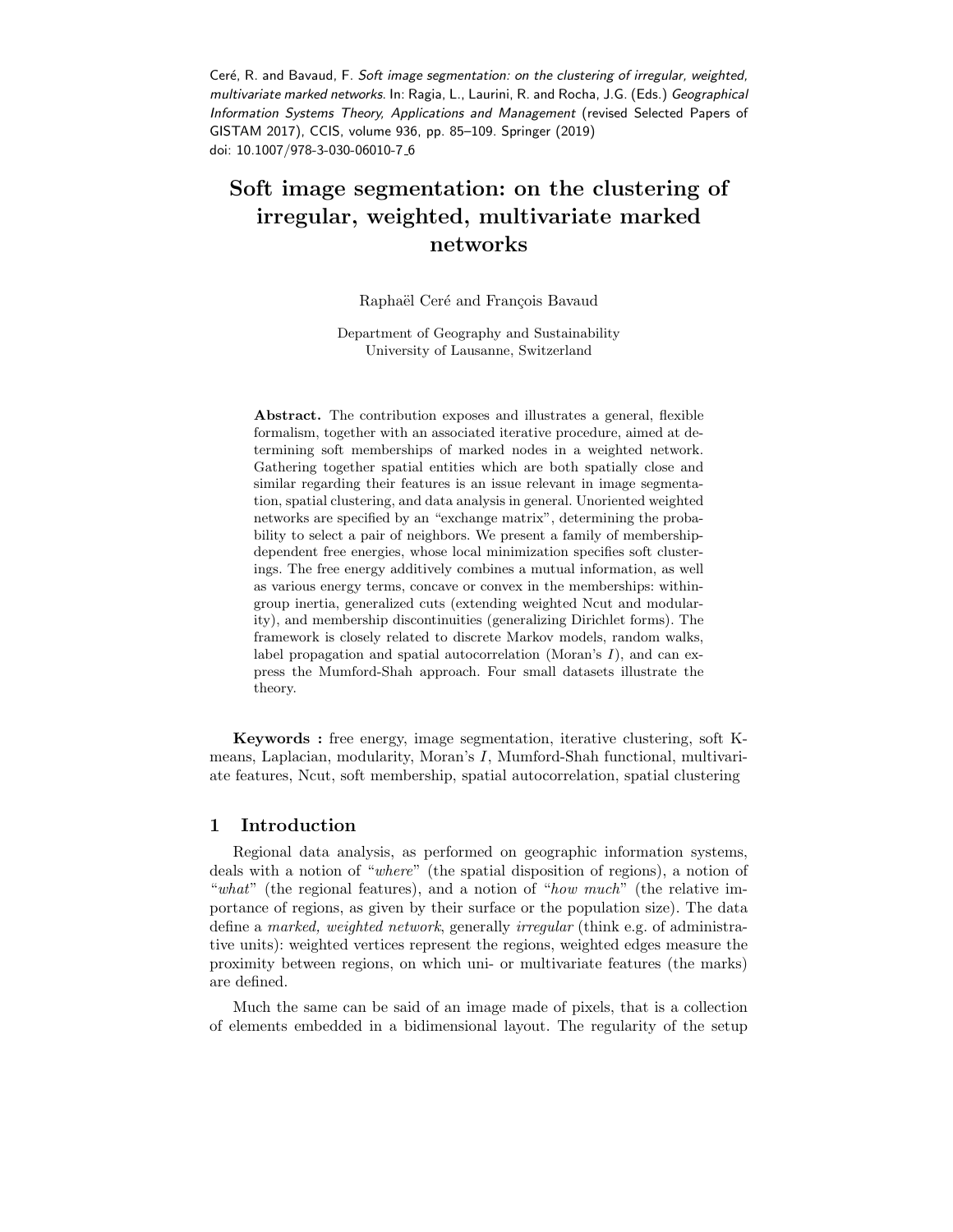Ceré, R. and Bavaud, F. *Soft image segmentation: on the clustering of irregular, weighted, multivariate marked networks*. In: Ragia, L., Laurini, R. and Rocha, J.G. (Eds.) *Geographical Information Systems Theory, Applications and Management* (revised Selected Papers of GISTAM 2017), CCIS, volume 936, pp. 85–109. Springer (2019)
doi: 10.1007/978-3-030-06010-7_6

# Soft image segmentation: on the clustering of irregular, weighted, multivariate marked networks

Raphaël Ceré and François Bavaud

Department of Geography and Sustainability
University of Lausanne, Switzerland

**Abstract.** The contribution exposes and illustrates a general, flexible formalism, together with an associated iterative procedure, aimed at determining soft memberships of marked nodes in a weighted network. Gathering together spatial entities which are both spatially close and similar regarding their features is an issue relevant in image segmentation, spatial clustering, and data analysis in general. Unoriented weighted networks are specified by an "exchange matrix", determining the probability to select a pair of neighbors. We present a family of membership-dependent free energies, whose local minimization specifies soft clusterings. The free energy additively combines a mutual information, as well as various energy terms, concave or convex in the memberships: within-group inertia, generalized cuts (extending weighted Ncut and modularity), and membership discontinuities (generalizing Dirichlet forms). The framework is closely related to discrete Markov models, random walks, label propagation and spatial autocorrelation (Moran's $I$), and can express the Mumford-Shah approach. Four small datasets illustrate the theory.

**Keywords :** free energy, image segmentation, iterative clustering, soft K-means, Laplacian, modularity, Moran's $I$, Mumford-Shah functional, multivariate features, Ncut, soft membership, spatial autocorrelation, spatial clustering

## 1 Introduction

Regional data analysis, as performed on geographic information systems, deals with a notion of "*where*" (the spatial disposition of regions), a notion of "*what*" (the regional features), and a notion of "*how much*" (the relative importance of regions, as given by their surface or the population size). The data define a *marked, weighted network*, generally *irregular* (think e.g. of administrative units): weighted vertices represent the regions, weighted edges measure the proximity between regions, on which uni- or multivariate features (the marks) are defined.

Much the same can be said of an image made of pixels, that is a collection of elements embedded in a bidimensional layout. The regularity of the setup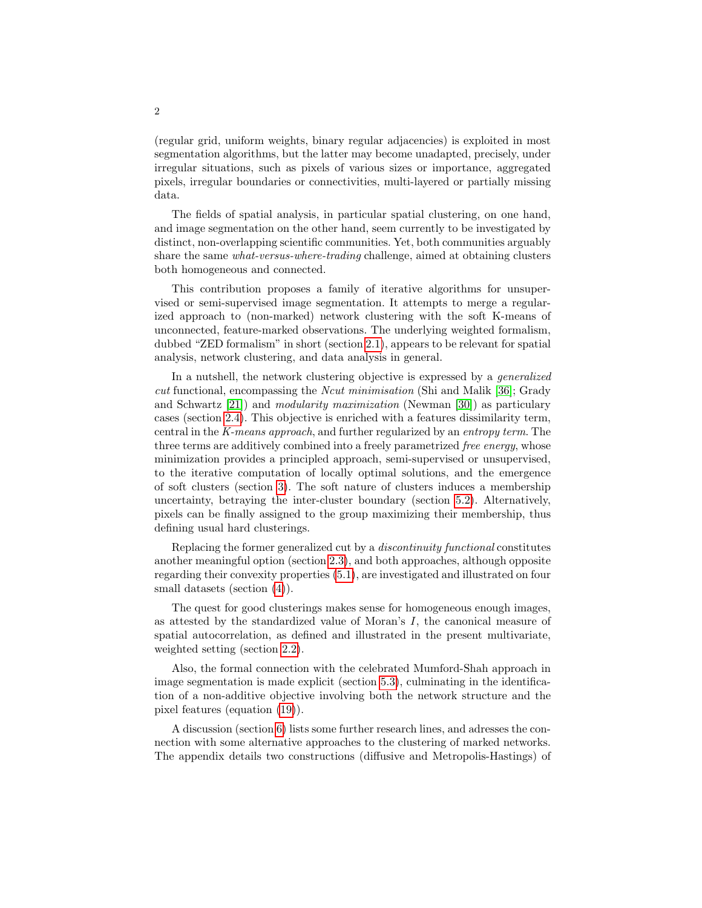(regular grid, uniform weights, binary regular adjacencies) is exploited in most segmentation algorithms, but the latter may become unadapted, precisely, under irregular situations, such as pixels of various sizes or importance, aggregated pixels, irregular boundaries or connectivities, multi-layered or partially missing data.

The fields of spatial analysis, in particular spatial clustering, on one hand, and image segmentation on the other hand, seem currently to be investigated by distinct, non-overlapping scientific communities. Yet, both communities arguably share the same *what-versus-where-trading* challenge, aimed at obtaining clusters both homogeneous and connected.

This contribution proposes a family of iterative algorithms for unsupervised or semi-supervised image segmentation. It attempts to merge a regularized approach to (non-marked) network clustering with the soft K-means of unconnected, feature-marked observations. The underlying weighted formalism, dubbed "ZED formalism" in short (section 2.1), appears to be relevant for spatial analysis, network clustering, and data analysis in general.

In a nutshell, the network clustering objective is expressed by a *generalized cut* functional, encompassing the *Ncut minimisation* (Shi and Malik [36]; Grady and Schwartz [21]) and *modularity maximization* (Newman [30]) as particulary cases (section 2.4). This objective is enriched with a features dissimilarity term, central in the *K-means approach*, and further regularized by an *entropy term*. The three terms are additively combined into a freely parametrized *free energy*, whose minimization provides a principled approach, semi-supervised or unsupervised, to the iterative computation of locally optimal solutions, and the emergence of soft clusters (section 3). The soft nature of clusters induces a membership uncertainty, betraying the inter-cluster boundary (section 5.2). Alternatively, pixels can be finally assigned to the group maximizing their membership, thus defining usual hard clusterings.

Replacing the former generalized cut by a *discontinuity functional* constitutes another meaningful option (section 2.3), and both approaches, although opposite regarding their convexity properties (5.1), are investigated and illustrated on four small datasets (section (4)).

The quest for good clusterings makes sense for homogeneous enough images, as attested by the standardized value of Moran's $I$, the canonical measure of spatial autocorrelation, as defined and illustrated in the present multivariate, weighted setting (section 2.2).

Also, the formal connection with the celebrated Mumford-Shah approach in image segmentation is made explicit (section 5.3), culminating in the identification of a non-additive objective involving both the network structure and the pixel features (equation (19)).

A discussion (section 6) lists some further research lines, and adresses the connection with some alternative approaches to the clustering of marked networks. The appendix details two constructions (diffusive and Metropolis-Hastings) of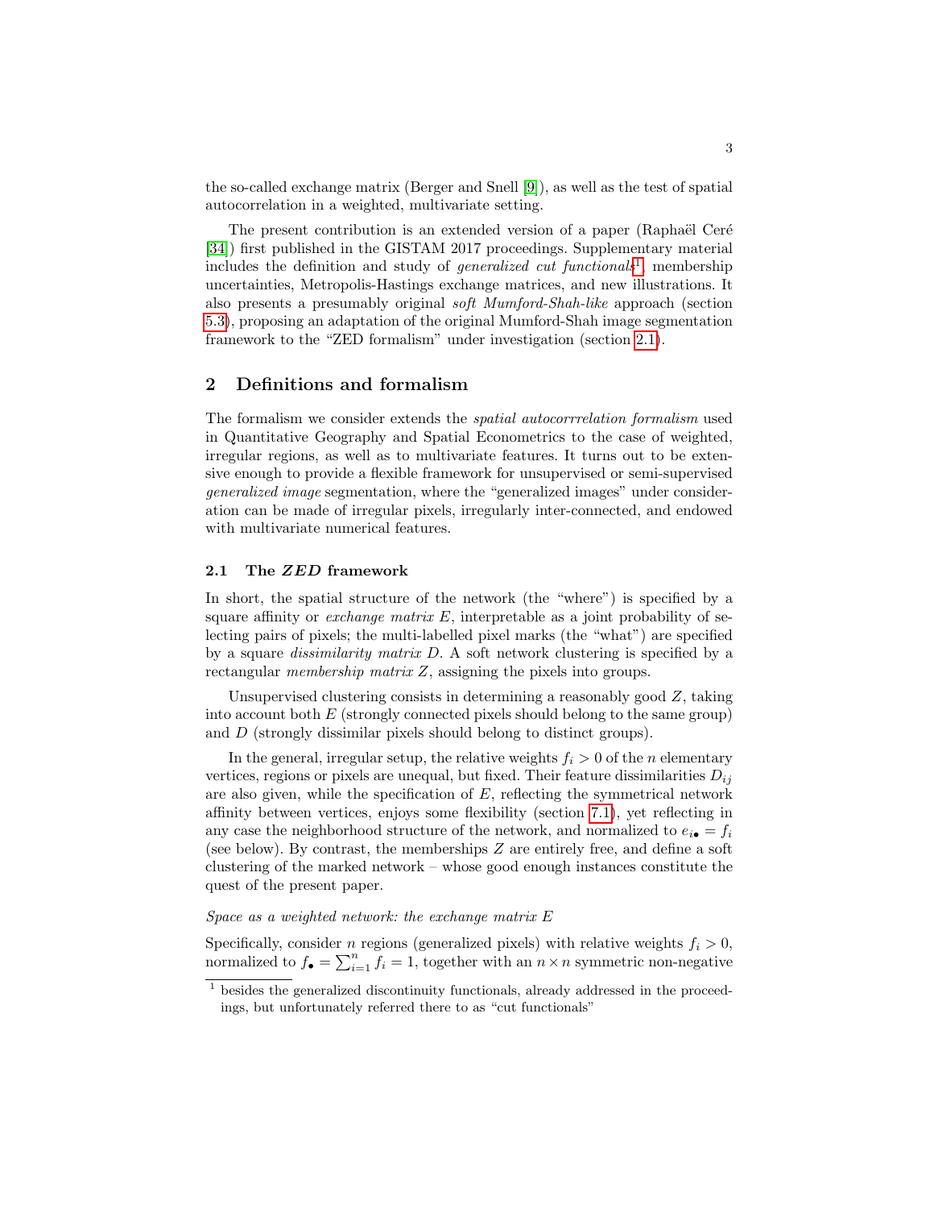the so-called exchange matrix (Berger and Snell [9]), as well as the test of spatial autocorrelation in a weighted, multivariate setting.

The present contribution is an extended version of a paper (Raphaël Ceré [34]) first published in the GISTAM 2017 proceedings. Supplementary material includes the definition and study of *generalized cut functionals*[1], membership uncertainties, Metropolis-Hastings exchange matrices, and new illustrations. It also presents a presumably original *soft Mumford-Shah-like* approach (section 5.3), proposing an adaptation of the original Mumford-Shah image segmentation framework to the "ZED formalism" under investigation (section 2.1).

## 2 Definitions and formalism

The formalism we consider extends the *spatial autocorrrelation formalism* used in Quantitative Geography and Spatial Econometrics to the case of weighted, irregular regions, as well as to multivariate features. It turns out to be extensive enough to provide a flexible framework for unsupervised or semi-supervised *generalized image* segmentation, where the "generalized images" under consideration can be made of irregular pixels, irregularly inter-connected, and endowed with multivariate numerical features.

### 2.1 The *ZED* framework

In short, the spatial structure of the network (the "where") is specified by a square affinity or *exchange matrix* $E$, interpretable as a joint probability of selecting pairs of pixels; the multi-labelled pixel marks (the "what") are specified by a square *dissimilarity matrix* $D$. A soft network clustering is specified by a rectangular *membership matrix* $Z$, assigning the pixels into groups.

Unsupervised clustering consists in determining a reasonably good $Z$, taking into account both $E$ (strongly connected pixels should belong to the same group) and $D$ (strongly dissimilar pixels should belong to distinct groups).

In the general, irregular setup, the relative weights $f_i > 0$ of the $n$ elementary vertices, regions or pixels are unequal, but fixed. Their feature dissimilarities $D_{ij}$ are also given, while the specification of $E$, reflecting the symmetrical network affinity between vertices, enjoys some flexibility (section 7.1), yet reflecting in any case the neighborhood structure of the network, and normalized to $e_{i\bullet} = f_i$ (see below). By contrast, the memberships $Z$ are entirely free, and define a soft clustering of the marked network – whose good enough instances constitute the quest of the present paper.

*Space as a weighted network: the exchange matrix $E$*

Specifically, consider $n$ regions (generalized pixels) with relative weights $f_i > 0$, normalized to $f_\bullet = \sum_{i=1}^{n} f_i = 1$, together with an $n \times n$ symmetric non-negative

[1] besides the generalized discontinuity functionals, already addressed in the proceedings, but unfortunately referred there to as "cut functionals"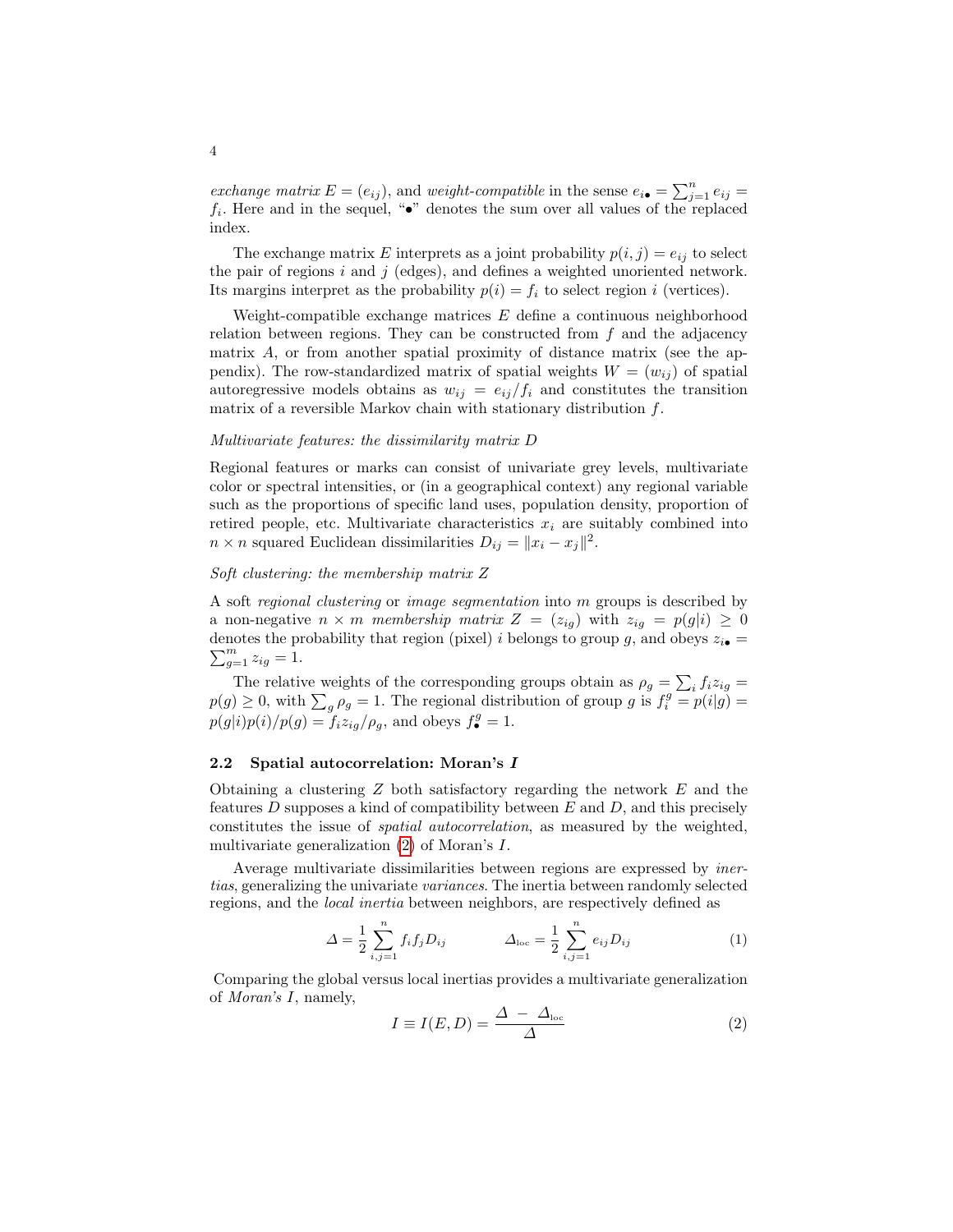*exchange matrix* $E = (e_{ij})$, and *weight-compatible* in the sense $e_{i\bullet} = \sum_{j=1}^n e_{ij} = f_i$. Here and in the sequel, "$\bullet$" denotes the sum over all values of the replaced index.

The exchange matrix $E$ interprets as a joint probability $p(i,j) = e_{ij}$ to select the pair of regions $i$ and $j$ (edges), and defines a weighted unoriented network. Its margins interpret as the probability $p(i) = f_i$ to select region $i$ (vertices).

Weight-compatible exchange matrices $E$ define a continuous neighborhood relation between regions. They can be constructed from $f$ and the adjacency matrix $A$, or from another spatial proximity of distance matrix (see the appendix). The row-standardized matrix of spatial weights $W = (w_{ij})$ of spatial autoregressive models obtains as $w_{ij} = e_{ij}/f_i$ and constitutes the transition matrix of a reversible Markov chain with stationary distribution $f$.

*Multivariate features: the dissimilarity matrix D*

Regional features or marks can consist of univariate grey levels, multivariate color or spectral intensities, or (in a geographical context) any regional variable such as the proportions of specific land uses, population density, proportion of retired people, etc. Multivariate characteristics $x_i$ are suitably combined into $n \times n$ squared Euclidean dissimilarities $D_{ij} = \|x_i - x_j\|^2$.

*Soft clustering: the membership matrix Z*

A soft *regional clustering* or *image segmentation* into $m$ groups is described by a non-negative $n \times m$ *membership matrix* $Z = (z_{ig})$ with $z_{ig} = p(g|i) \geq 0$ denotes the probability that region (pixel) $i$ belongs to group $g$, and obeys $z_{i\bullet} = \sum_{g=1}^m z_{ig} = 1$.

The relative weights of the corresponding groups obtain as $\rho_g = \sum_i f_i z_{ig} = p(g) \geq 0$, with $\sum_g \rho_g = 1$. The regional distribution of group $g$ is $f_i^g = p(i|g) = p(g|i)p(i)/p(g) = f_i z_{ig}/\rho_g$, and obeys $f_\bullet^g = 1$.

### 2.2 Spatial autocorrelation: Moran's *I*

Obtaining a clustering $Z$ both satisfactory regarding the network $E$ and the features $D$ supposes a kind of compatibility between $E$ and $D$, and this precisely constitutes the issue of *spatial autocorrelation*, as measured by the weighted, multivariate generalization (2) of Moran's $I$.

Average multivariate dissimilarities between regions are expressed by *inertias*, generalizing the univariate *variances*. The inertia between randomly selected regions, and the *local inertia* between neighbors, are respectively defined as

$$\Delta = \frac{1}{2}\sum_{i,j=1}^n f_i f_j D_{ij} \qquad\qquad \Delta_{\text{loc}} = \frac{1}{2}\sum_{i,j=1}^n e_{ij} D_{ij} \tag{1}$$

Comparing the global versus local inertias provides a multivariate generalization of *Moran's I*, namely,

$$I \equiv I(E,D) = \frac{\Delta \; - \; \Delta_{\text{loc}}}{\Delta} \tag{2}$$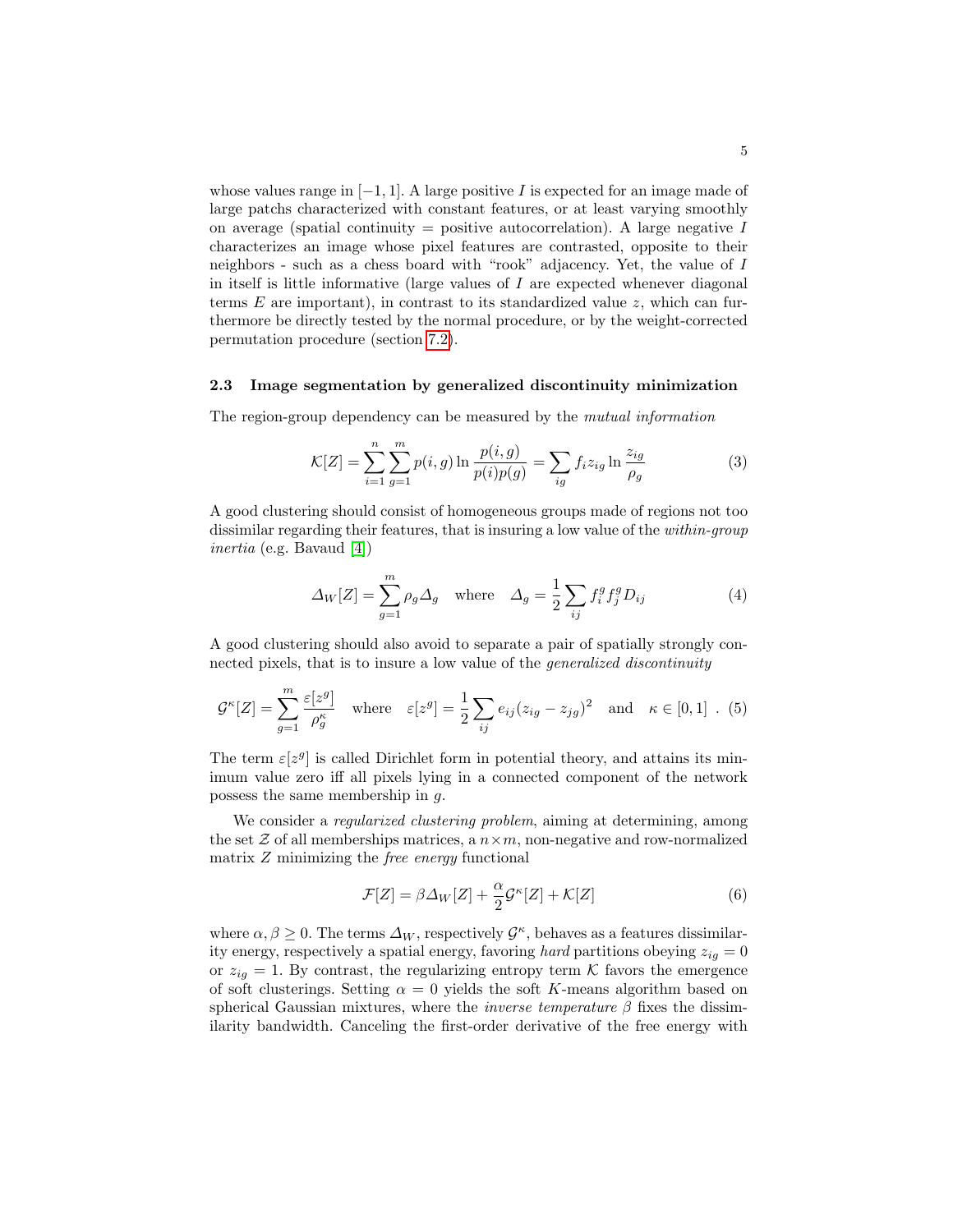whose values range in $[-1, 1]$. A large positive $I$ is expected for an image made of large patchs characterized with constant features, or at least varying smoothly on average (spatial continuity = positive autocorrelation). A large negative $I$ characterizes an image whose pixel features are contrasted, opposite to their neighbors - such as a chess board with "rook" adjacency. Yet, the value of $I$ in itself is little informative (large values of $I$ are expected whenever diagonal terms $E$ are important), in contrast to its standardized value $z$, which can furthermore be directly tested by the normal procedure, or by the weight-corrected permutation procedure (section 7.2).

### 2.3 Image segmentation by generalized discontinuity minimization

The region-group dependency can be measured by the *mutual information*

$$\mathcal{K}[Z] = \sum_{i=1}^{n} \sum_{g=1}^{m} p(i,g) \ln \frac{p(i,g)}{p(i)p(g)} = \sum_{ig} f_i z_{ig} \ln \frac{z_{ig}}{\rho_g} \tag{3}$$

A good clustering should consist of homogeneous groups made of regions not too dissimilar regarding their features, that is insuring a low value of the *within-group inertia* (e.g. Bavaud [4])

$$\Delta_W[Z] = \sum_{g=1}^{m} \rho_g \Delta_g \quad \text{where} \quad \Delta_g = \frac{1}{2} \sum_{ij} f_i^g f_j^g D_{ij} \tag{4}$$

A good clustering should also avoid to separate a pair of spatially strongly connected pixels, that is to insure a low value of the *generalized discontinuity*

$$\mathcal{G}^\kappa[Z] = \sum_{g=1}^{m} \frac{\varepsilon[z^g]}{\rho_g^\kappa} \quad \text{where} \quad \varepsilon[z^g] = \frac{1}{2} \sum_{ij} e_{ij} (z_{ig} - z_{jg})^2 \quad \text{and} \quad \kappa \in [0,1] \ . \tag{5}$$

The term $\varepsilon[z^g]$ is called Dirichlet form in potential theory, and attains its minimum value zero iff all pixels lying in a connected component of the network possess the same membership in $g$.

We consider a *regularized clustering problem*, aiming at determining, among the set $\mathcal{Z}$ of all memberships matrices, a $n \times m$, non-negative and row-normalized matrix $Z$ minimizing the *free energy* functional

$$\mathcal{F}[Z] = \beta \Delta_W[Z] + \frac{\alpha}{2} \mathcal{G}^\kappa[Z] + \mathcal{K}[Z] \tag{6}$$

where $\alpha, \beta \geq 0$. The terms $\Delta_W$, respectively $\mathcal{G}^\kappa$, behaves as a features dissimilarity energy, respectively a spatial energy, favoring *hard* partitions obeying $z_{ig} = 0$ or $z_{ig} = 1$. By contrast, the regularizing entropy term $\mathcal{K}$ favors the emergence of soft clusterings. Setting $\alpha = 0$ yields the soft $K$-means algorithm based on spherical Gaussian mixtures, where the *inverse temperature* $\beta$ fixes the dissimilarity bandwidth. Canceling the first-order derivative of the free energy with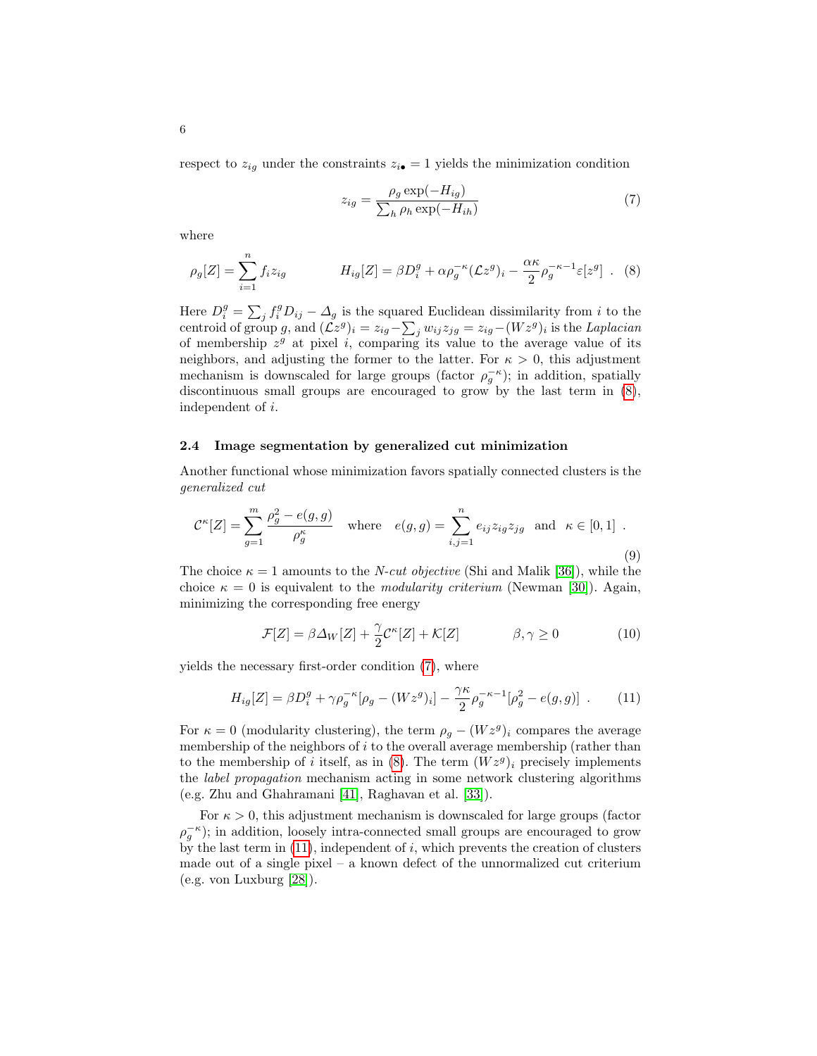respect to $z_{ig}$ under the constraints $z_{i\bullet} = 1$ yields the minimization condition

$$z_{ig} = \frac{\rho_g \exp(-H_{ig})}{\sum_h \rho_h \exp(-H_{ih})} \tag{7}$$

where

$$\rho_g[Z] = \sum_{i=1}^{n} f_i z_{ig} \qquad\qquad H_{ig}[Z] = \beta D_i^g + \alpha \rho_g^{-\kappa} (\mathcal{L} z^g)_i - \frac{\alpha\kappa}{2} \rho_g^{-\kappa-1} \varepsilon[z^g] \ . \tag{8}$$

Here $D_i^g = \sum_j f_i^g D_{ij} - \Delta_g$ is the squared Euclidean dissimilarity from $i$ to the centroid of group $g$, and $(\mathcal{L} z^g)_i = z_{ig} - \sum_j w_{ij} z_{jg} = z_{ig} - (W z^g)_i$ is the *Laplacian* of membership $z^g$ at pixel $i$, comparing its value to the average value of its neighbors, and adjusting the former to the latter. For $\kappa > 0$, this adjustment mechanism is downscaled for large groups (factor $\rho_g^{-\kappa}$); in addition, spatially discontinuous small groups are encouraged to grow by the last term in (8), independent of $i$.

### 2.4 Image segmentation by generalized cut minimization

Another functional whose minimization favors spatially connected clusters is the *generalized cut*

$$\mathcal{C}^\kappa[Z] = \sum_{g=1}^{m} \frac{\rho_g^2 - e(g,g)}{\rho_g^\kappa} \quad \text{where} \quad e(g,g) = \sum_{i,j=1}^{n} e_{ij} z_{ig} z_{jg} \quad \text{and} \quad \kappa \in [0,1] \ . \tag{9}$$

The choice $\kappa = 1$ amounts to the *N-cut objective* (Shi and Malik [36]), while the choice $\kappa = 0$ is equivalent to the *modularity criterium* (Newman [30]). Again, minimizing the corresponding free energy

$$\mathcal{F}[Z] = \beta \Delta_W[Z] + \frac{\gamma}{2} \mathcal{C}^\kappa[Z] + \mathcal{K}[Z] \qquad\qquad \beta, \gamma \geq 0 \tag{10}$$

yields the necessary first-order condition (7), where

$$H_{ig}[Z] = \beta D_i^g + \gamma \rho_g^{-\kappa} [\rho_g - (W z^g)_i] - \frac{\gamma\kappa}{2} \rho_g^{-\kappa-1} [\rho_g^2 - e(g,g)] \ . \tag{11}$$

For $\kappa = 0$ (modularity clustering), the term $\rho_g - (W z^g)_i$ compares the average membership of the neighbors of $i$ to the overall average membership (rather than to the membership of $i$ itself, as in (8). The term $(W z^g)_i$ precisely implements the *label propagation* mechanism acting in some network clustering algorithms (e.g. Zhu and Ghahramani [41], Raghavan et al. [33]).

For $\kappa > 0$, this adjustment mechanism is downscaled for large groups (factor $\rho_g^{-\kappa}$); in addition, loosely intra-connected small groups are encouraged to grow by the last term in (11), independent of $i$, which prevents the creation of clusters made out of a single pixel – a known defect of the unnormalized cut criterium (e.g. von Luxburg [28]).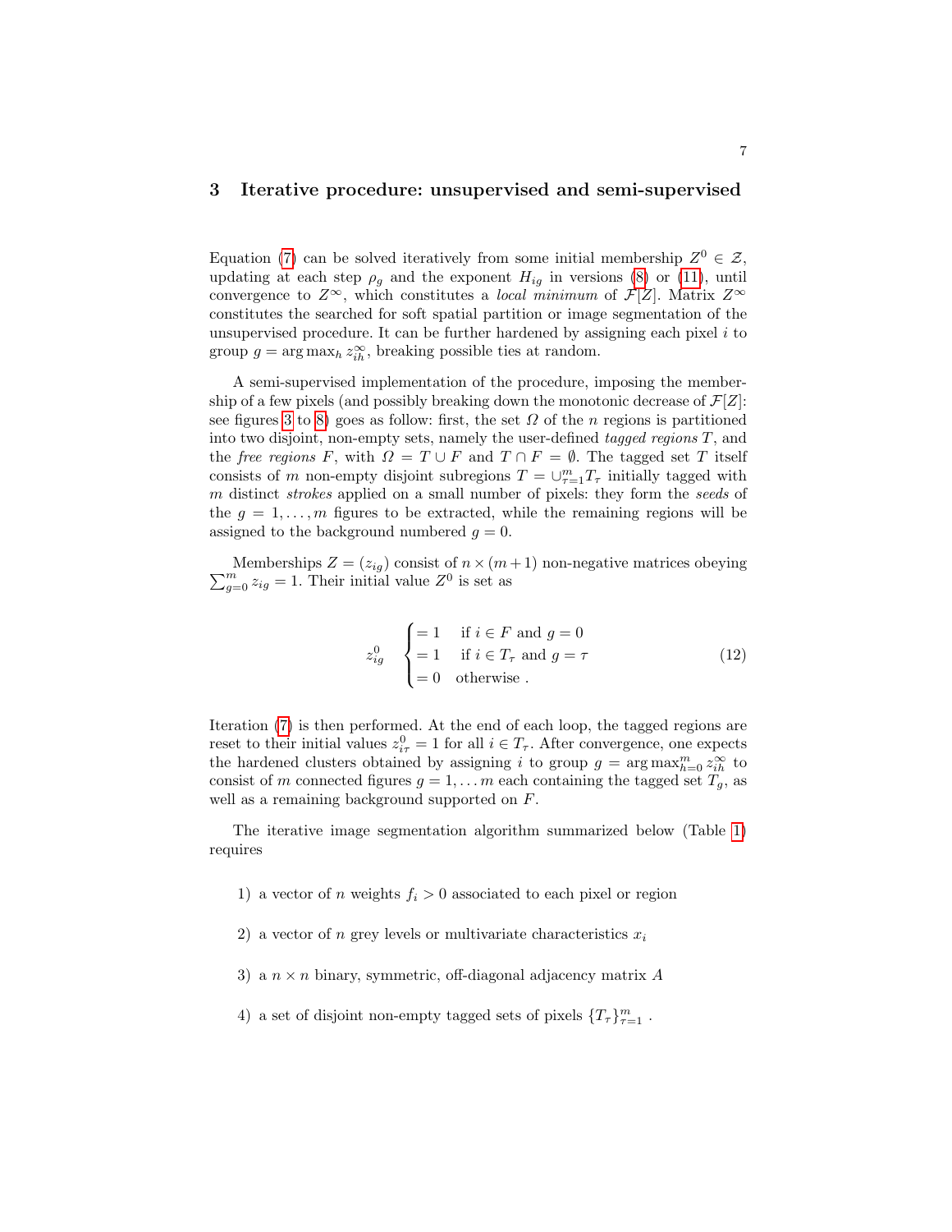## 3 Iterative procedure: unsupervised and semi-supervised

Equation (7) can be solved iteratively from some initial membership $Z^0 \in \mathcal{Z}$, updating at each step $\rho_g$ and the exponent $H_{ig}$ in versions (8) or (11), until convergence to $Z^\infty$, which constitutes a *local minimum* of $\mathcal{F}[Z]$. Matrix $Z^\infty$ constitutes the searched for soft spatial partition or image segmentation of the unsupervised procedure. It can be further hardened by assigning each pixel $i$ to group $g = \arg\max_h z_{ih}^\infty$, breaking possible ties at random.

A semi-supervised implementation of the procedure, imposing the membership of a few pixels (and possibly breaking down the monotonic decrease of $\mathcal{F}[Z]$: see figures 3 to 8) goes as follow: first, the set $\Omega$ of the $n$ regions is partitioned into two disjoint, non-empty sets, namely the user-defined *tagged regions* $T$, and the *free regions* $F$, with $\Omega = T \cup F$ and $T \cap F = \emptyset$. The tagged set $T$ itself consists of $m$ non-empty disjoint subregions $T = \cup_{\tau=1}^m T_\tau$ initially tagged with $m$ distinct *strokes* applied on a small number of pixels: they form the *seeds* of the $g = 1, \ldots, m$ figures to be extracted, while the remaining regions will be assigned to the background numbered $g = 0$.

Memberships $Z = (z_{ig})$ consist of $n \times (m+1)$ non-negative matrices obeying $\sum_{g=0}^m z_{ig} = 1$. Their initial value $Z^0$ is set as

$$z_{ig}^0 \quad \begin{cases} = 1 & \text{if } i \in F \text{ and } g = 0 \\ = 1 & \text{if } i \in T_\tau \text{ and } g = \tau \\ = 0 & \text{otherwise .} \end{cases} \tag{12}$$

Iteration (7) is then performed. At the end of each loop, the tagged regions are reset to their initial values $z_{i\tau}^0 = 1$ for all $i \in T_\tau$. After convergence, one expects the hardened clusters obtained by assigning $i$ to group $g = \arg\max_{h=0}^m z_{ih}^\infty$ to consist of $m$ connected figures $g = 1, \ldots m$ each containing the tagged set $T_g$, as well as a remaining background supported on $F$.

The iterative image segmentation algorithm summarized below (Table 1) requires

1) a vector of $n$ weights $f_i > 0$ associated to each pixel or region

2) a vector of $n$ grey levels or multivariate characteristics $x_i$

3) a $n \times n$ binary, symmetric, off-diagonal adjacency matrix $A$

4) a set of disjoint non-empty tagged sets of pixels $\{T_\tau\}_{\tau=1}^m$ .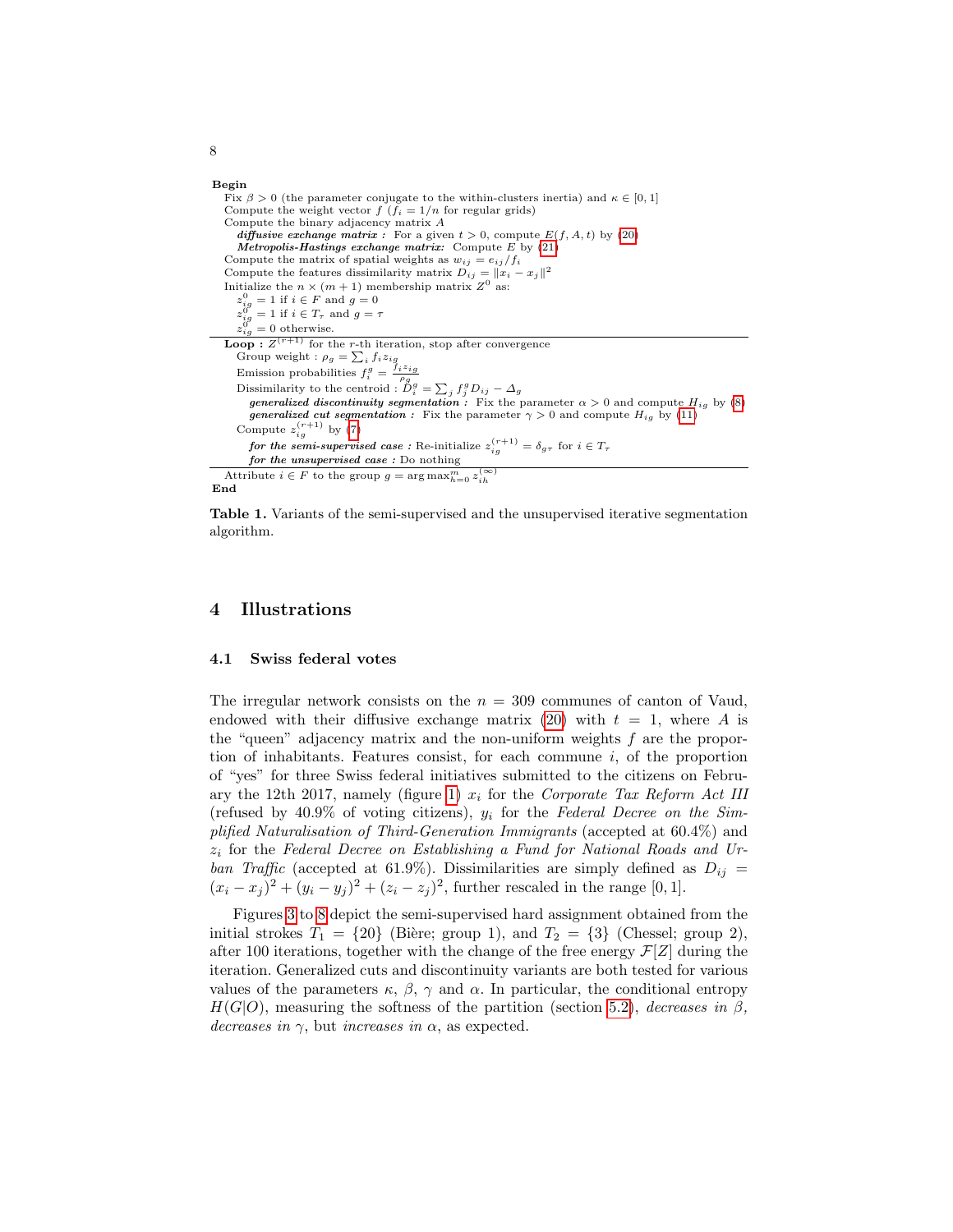**Begin**

Fix $\beta > 0$ (the parameter conjugate to the within-clusters inertia) and $\kappa \in [0,1]$
Compute the weight vector $f$ ($f_i = 1/n$ for regular grids)
Compute the binary adjacency matrix $A$
&nbsp;&nbsp;&nbsp;&nbsp;***diffusive exchange matrix :*** For a given $t > 0$, compute $E(f, A, t)$ by (20)
&nbsp;&nbsp;&nbsp;&nbsp;***Metropolis-Hastings exchange matrix:*** Compute $E$ by (21)
Compute the matrix of spatial weights as $w_{ij} = e_{ij}/f_i$
Compute the features dissimilarity matrix $D_{ij} = \|x_i - x_j\|^2$
Initialize the $n \times (m+1)$ membership matrix $Z^0$ as:
&nbsp;&nbsp;&nbsp;&nbsp;$z^0_{ig} = 1$ if $i \in F$ and $g = 0$
&nbsp;&nbsp;&nbsp;&nbsp;$z^0_{ig} = 1$ if $i \in T_\tau$ and $g = \tau$
&nbsp;&nbsp;&nbsp;&nbsp;$z^0_{ig} = 0$ otherwise.

---

**Loop :** $Z^{(r+1)}$ for the $r$-th iteration, stop after convergence
&nbsp;&nbsp;&nbsp;&nbsp;Group weight : $\rho_g = \sum_i f_i z_{ig}$
&nbsp;&nbsp;&nbsp;&nbsp;Emission probabilities $f^g_i = \frac{f_i z_{ig}}{\rho_g}$
&nbsp;&nbsp;&nbsp;&nbsp;Dissimilarity to the centroid : $D^g_i = \sum_j f^g_j D_{ij} - \Delta_g$
&nbsp;&nbsp;&nbsp;&nbsp;&nbsp;&nbsp;&nbsp;&nbsp;***generalized discontinuity segmentation :*** Fix the parameter $\alpha > 0$ and compute $H_{ig}$ by (8)
&nbsp;&nbsp;&nbsp;&nbsp;&nbsp;&nbsp;&nbsp;&nbsp;***generalized cut segmentation :*** Fix the parameter $\gamma > 0$ and compute $H_{ig}$ by (11)
&nbsp;&nbsp;&nbsp;&nbsp;Compute $z^{(r+1)}_{ig}$ by (7)
&nbsp;&nbsp;&nbsp;&nbsp;&nbsp;&nbsp;&nbsp;&nbsp;***for the semi-supervised case :*** Re-initialize $z^{(r+1)}_{ig} = \delta_{g\tau}$ for $i \in T_\tau$
&nbsp;&nbsp;&nbsp;&nbsp;&nbsp;&nbsp;&nbsp;&nbsp;***for the unsupervised case :*** Do nothing

---

Attribute $i \in F$ to the group $g = \arg\max_{h=0}^{m} z^{(\infty)}_{ih}$
**End**

**Table 1.** Variants of the semi-supervised and the unsupervised iterative segmentation algorithm.

## 4 Illustrations

### 4.1 Swiss federal votes

The irregular network consists on the $n = 309$ communes of canton of Vaud, endowed with their diffusive exchange matrix (20) with $t = 1$, where $A$ is the "queen" adjacency matrix and the non-uniform weights $f$ are the proportion of inhabitants. Features consist, for each commune $i$, of the proportion of "yes" for three Swiss federal initiatives submitted to the citizens on February the 12th 2017, namely (figure 1) $x_i$ for the *Corporate Tax Reform Act III* (refused by 40.9% of voting citizens), $y_i$ for the *Federal Decree on the Simplified Naturalisation of Third-Generation Immigrants* (accepted at 60.4%) and $z_i$ for the *Federal Decree on Establishing a Fund for National Roads and Urban Traffic* (accepted at 61.9%). Dissimilarities are simply defined as $D_{ij} = (x_i - x_j)^2 + (y_i - y_j)^2 + (z_i - z_j)^2$, further rescaled in the range $[0, 1]$.

Figures 3 to 8 depict the semi-supervised hard assignment obtained from the initial strokes $T_1 = \{20\}$ (Bière; group 1), and $T_2 = \{3\}$ (Chessel; group 2), after 100 iterations, together with the change of the free energy $\mathcal{F}[Z]$ during the iteration. Generalized cuts and discontinuity variants are both tested for various values of the parameters $\kappa$, $\beta$, $\gamma$ and $\alpha$. In particular, the conditional entropy $H(G|O)$, measuring the softness of the partition (section 5.2), *decreases in* $\beta$, *decreases in* $\gamma$, but *increases in* $\alpha$, as expected.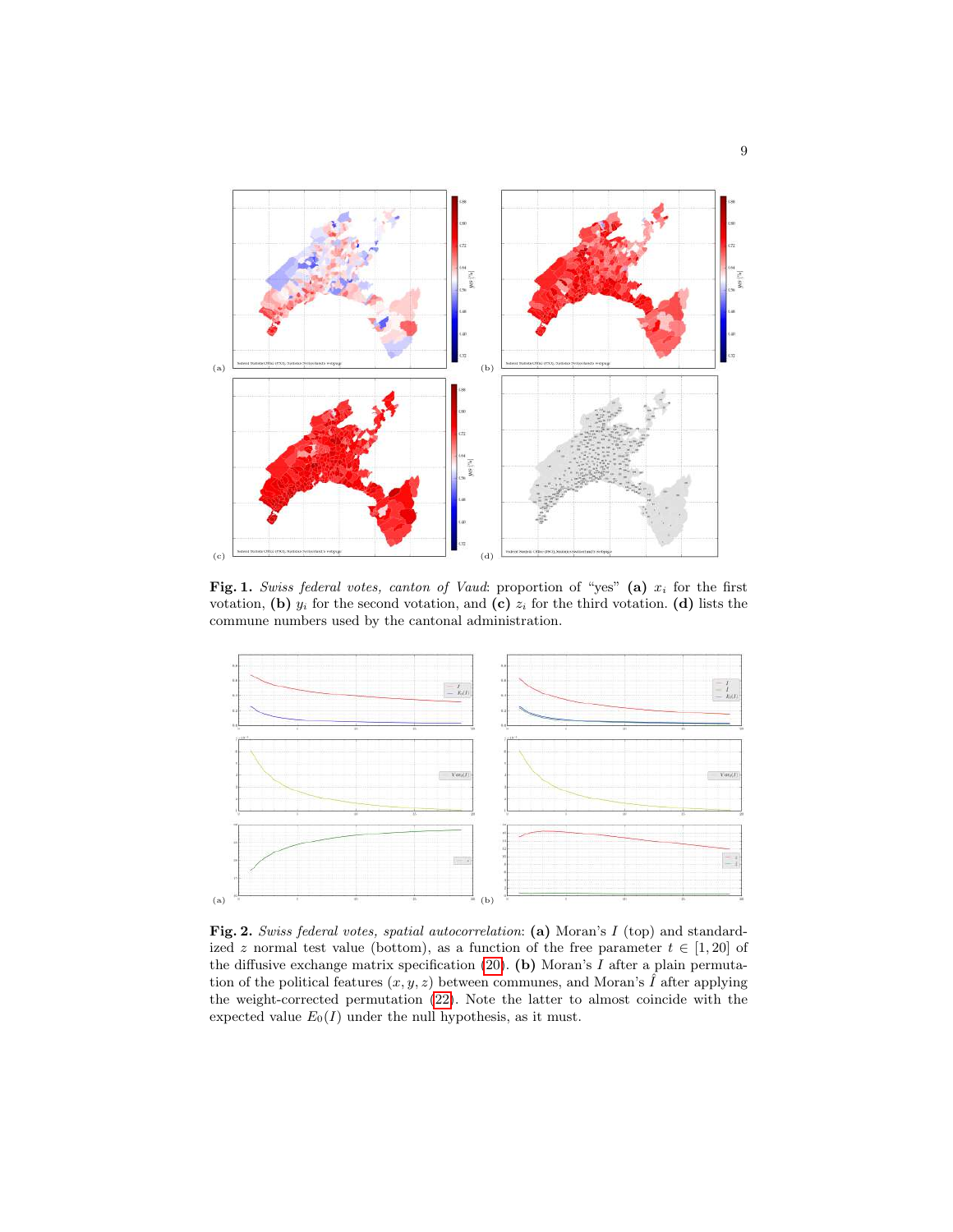**Fig. 1.** *Swiss federal votes, canton of Vaud*: proportion of "yes" **(a)** $x_i$ for the first votation, **(b)** $y_i$ for the second votation, and **(c)** $z_i$ for the third votation. **(d)** lists the commune numbers used by the cantonal administration.

**Fig. 2.** *Swiss federal votes, spatial autocorrelation*: **(a)** Moran's $I$ (top) and standardized $z$ normal test value (bottom), as a function of the free parameter $t \in [1, 20]$ of the diffusive exchange matrix specification (20). **(b)** Moran's $I$ after a plain permutation of the political features $(x, y, z)$ between communes, and Moran's $\hat{I}$ after applying the weight-corrected permutation (22). Note the latter to almost coincide with the expected value $E_0(I)$ under the null hypothesis, as it must.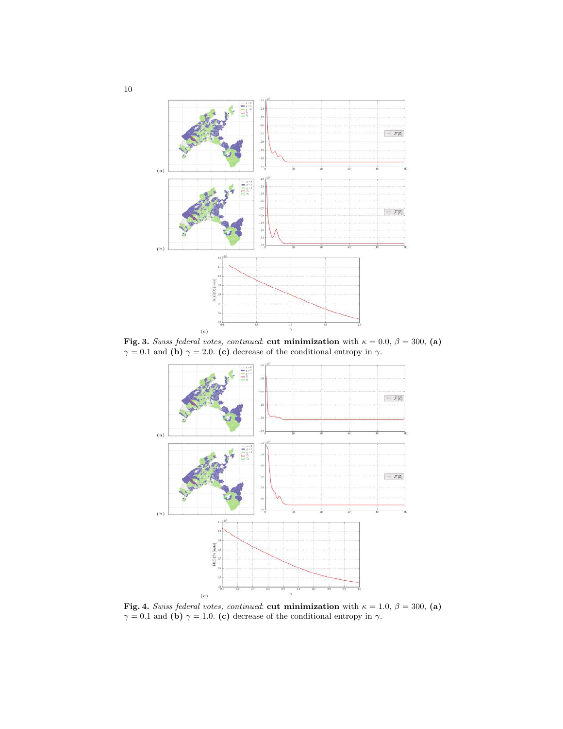**Fig. 3.** *Swiss federal votes, continued*: **cut minimization** with $\kappa = 0.0$, $\beta = 300$, **(a)** $\gamma = 0.1$ and **(b)** $\gamma = 2.0$. **(c)** decrease of the conditional entropy in $\gamma$.

**Fig. 4.** *Swiss federal votes, continued*: **cut minimization** with $\kappa = 1.0$, $\beta = 300$, **(a)** $\gamma = 0.1$ and **(b)** $\gamma = 1.0$. **(c)** decrease of the conditional entropy in $\gamma$.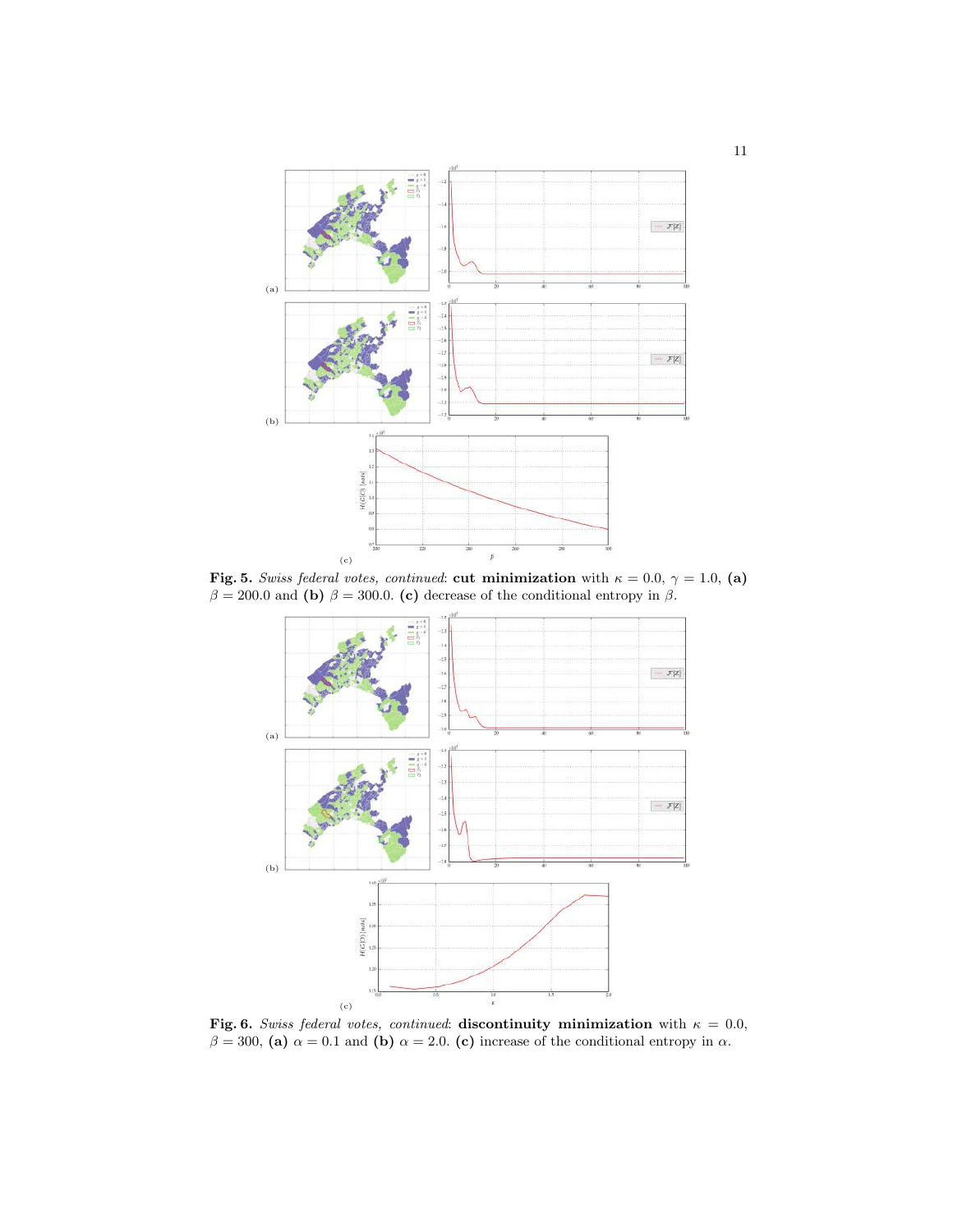**Fig. 5.** *Swiss federal votes, continued*: **cut minimization** with $\kappa = 0.0$, $\gamma = 1.0$, **(a)** $\beta = 200.0$ and **(b)** $\beta = 300.0$. **(c)** decrease of the conditional entropy in $\beta$.

**Fig. 6.** *Swiss federal votes, continued*: **discontinuity minimization** with $\kappa = 0.0$, $\beta = 300$, **(a)** $\alpha = 0.1$ and **(b)** $\alpha = 2.0$. **(c)** increase of the conditional entropy in $\alpha$.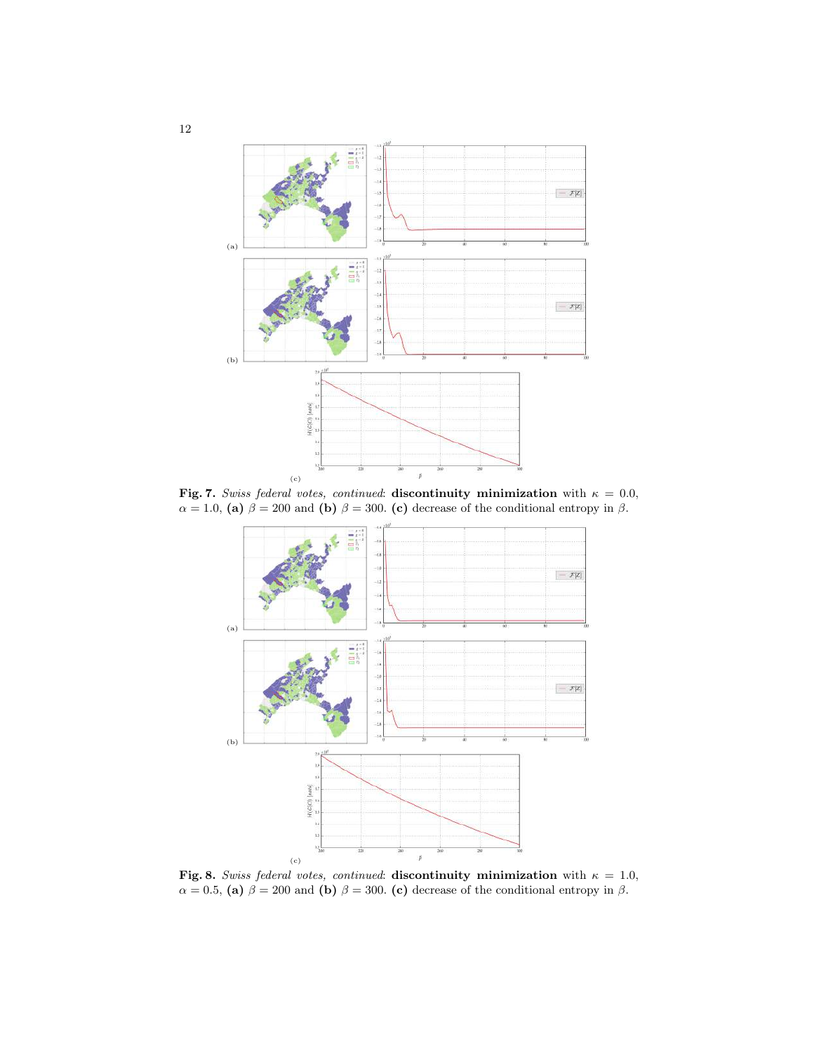**Fig. 7.** *Swiss federal votes, continued*: **discontinuity minimization** with $\kappa = 0.0$, $\alpha = 1.0$, **(a)** $\beta = 200$ and **(b)** $\beta = 300$. **(c)** decrease of the conditional entropy in $\beta$.

**Fig. 8.** *Swiss federal votes, continued*: **discontinuity minimization** with $\kappa = 1.0$, $\alpha = 0.5$, **(a)** $\beta = 200$ and **(b)** $\beta = 300$. **(c)** decrease of the conditional entropy in $\beta$.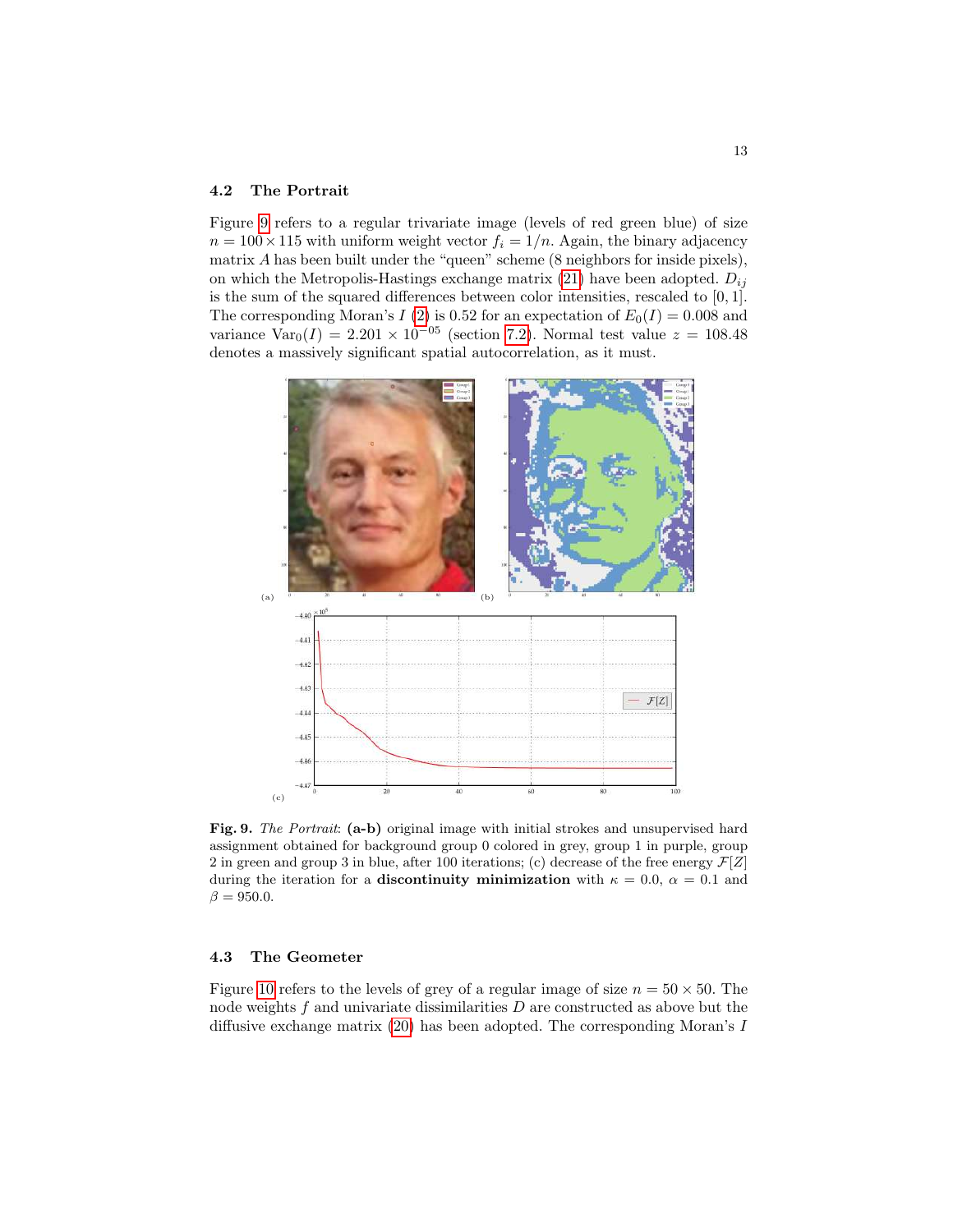### 4.2 The Portrait

Figure 9 refers to a regular trivariate image (levels of red green blue) of size $n = 100 \times 115$ with uniform weight vector $f_i = 1/n$. Again, the binary adjacency matrix $A$ has been built under the "queen" scheme (8 neighbors for inside pixels), on which the Metropolis-Hastings exchange matrix (21) have been adopted. $D_{ij}$ is the sum of the squared differences between color intensities, rescaled to $[0, 1]$. The corresponding Moran's $I$ (2) is 0.52 for an expectation of $E_0(I) = 0.008$ and variance $\mathrm{Var}_0(I) = 2.201 \times 10^{-05}$ (section 7.2). Normal test value $z = 108.48$ denotes a massively significant spatial autocorrelation, as it must.

**Fig. 9.** *The Portrait*: **(a-b)** original image with initial strokes and unsupervised hard assignment obtained for background group 0 colored in grey, group 1 in purple, group 2 in green and group 3 in blue, after 100 iterations; (c) decrease of the free energy $\mathcal{F}[Z]$ during the iteration for a **discontinuity minimization** with $\kappa = 0.0$, $\alpha = 0.1$ and $\beta = 950.0$.

### 4.3 The Geometer

Figure 10 refers to the levels of grey of a regular image of size $n = 50 \times 50$. The node weights $f$ and univariate dissimilarities $D$ are constructed as above but the diffusive exchange matrix (20) has been adopted. The corresponding Moran's $I$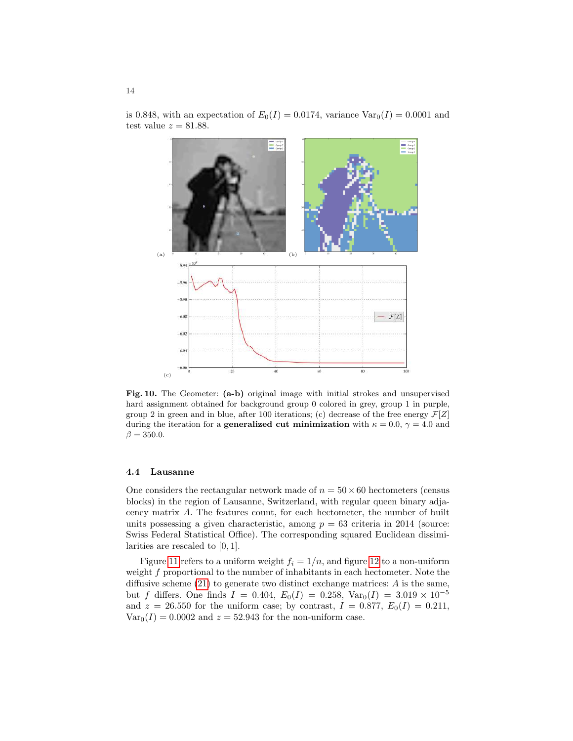is 0.848, with an expectation of $E_0(I) = 0.0174$, variance $\text{Var}_0(I) = 0.0001$ and test value $z = 81.88$.

**Fig. 10.** The Geometer: **(a-b)** original image with initial strokes and unsupervised hard assignment obtained for background group 0 colored in grey, group 1 in purple, group 2 in green and in blue, after 100 iterations; (c) decrease of the free energy $\mathcal{F}[Z]$ during the iteration for a **generalized cut minimization** with $\kappa = 0.0$, $\gamma = 4.0$ and $\beta = 350.0$.

### 4.4 Lausanne

One considers the rectangular network made of $n = 50 \times 60$ hectometers (census blocks) in the region of Lausanne, Switzerland, with regular queen binary adjacency matrix $A$. The features count, for each hectometer, the number of built units possessing a given characteristic, among $p = 63$ criteria in 2014 (source: Swiss Federal Statistical Office). The corresponding squared Euclidean dissimilarities are rescaled to $[0, 1]$.

Figure 11 refers to a uniform weight $f_i = 1/n$, and figure 12 to a non-uniform weight $f$ proportional to the number of inhabitants in each hectometer. Note the diffusive scheme (21) to generate two distinct exchange matrices: $A$ is the same, but $f$ differs. One finds $I = 0.404$, $E_0(I) = 0.258$, $\text{Var}_0(I) = 3.019 \times 10^{-5}$ and $z = 26.550$ for the uniform case; by contrast, $I = 0.877$, $E_0(I) = 0.211$, $\text{Var}_0(I) = 0.0002$ and $z = 52.943$ for the non-uniform case.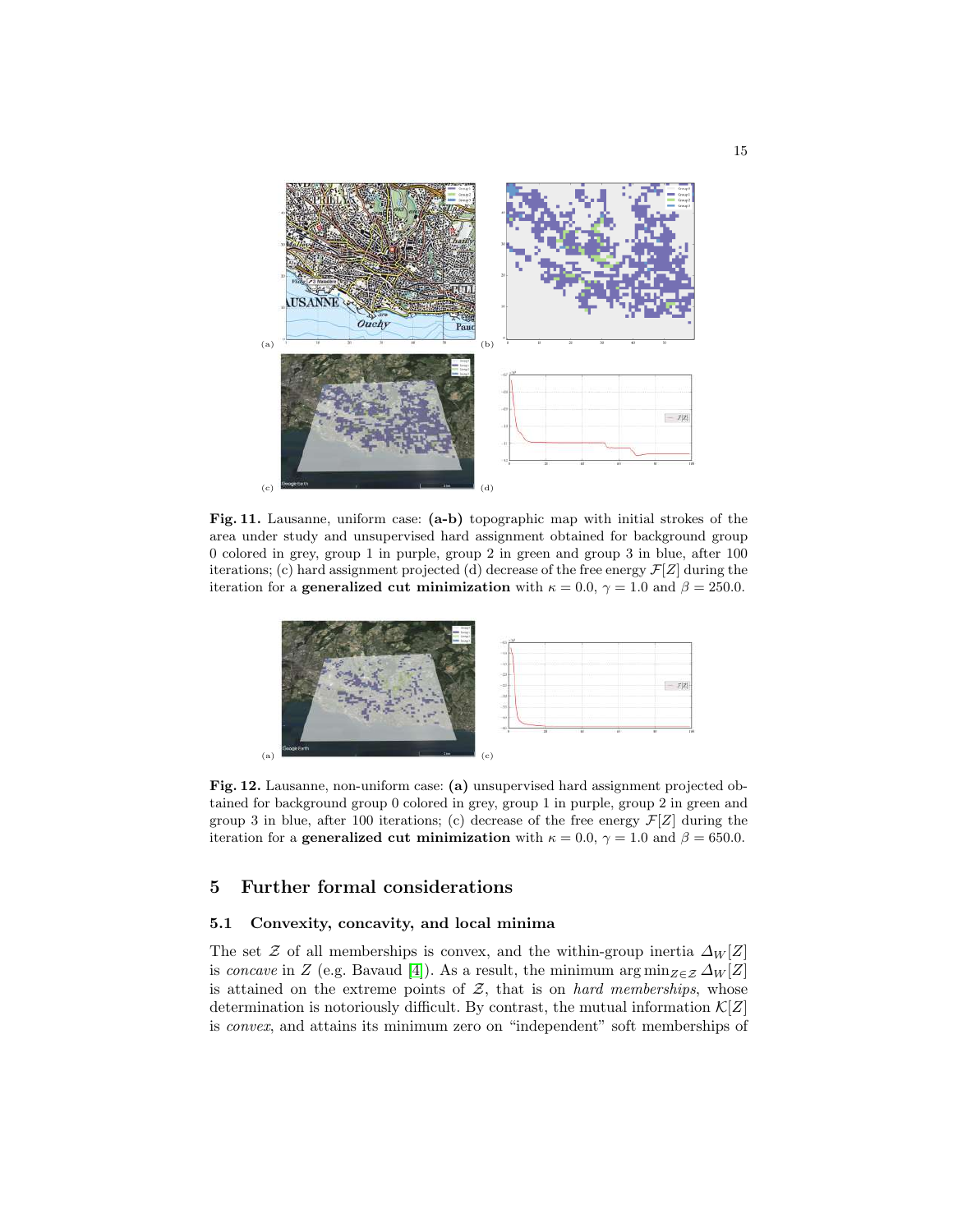**Fig. 11.** Lausanne, uniform case: **(a-b)** topographic map with initial strokes of the area under study and unsupervised hard assignment obtained for background group 0 colored in grey, group 1 in purple, group 2 in green and group 3 in blue, after 100 iterations; (c) hard assignment projected (d) decrease of the free energy $\mathcal{F}[Z]$ during the iteration for a **generalized cut minimization** with $\kappa = 0.0$, $\gamma = 1.0$ and $\beta = 250.0$.

**Fig. 12.** Lausanne, non-uniform case: **(a)** unsupervised hard assignment projected obtained for background group 0 colored in grey, group 1 in purple, group 2 in green and group 3 in blue, after 100 iterations; (c) decrease of the free energy $\mathcal{F}[Z]$ during the iteration for a **generalized cut minimization** with $\kappa = 0.0$, $\gamma = 1.0$ and $\beta = 650.0$.

## 5 Further formal considerations

### 5.1 Convexity, concavity, and local minima

The set $\mathcal{Z}$ of all memberships is convex, and the within-group inertia $\Delta_W[Z]$ is *concave* in $Z$ (e.g. Bavaud [4]). As a result, the minimum $\arg\min_{Z\in\mathcal{Z}} \Delta_W[Z]$ is attained on the extreme points of $\mathcal{Z}$, that is on *hard memberships*, whose determination is notoriously difficult. By contrast, the mutual information $\mathcal{K}[Z]$ is *convex*, and attains its minimum zero on "independent" soft memberships of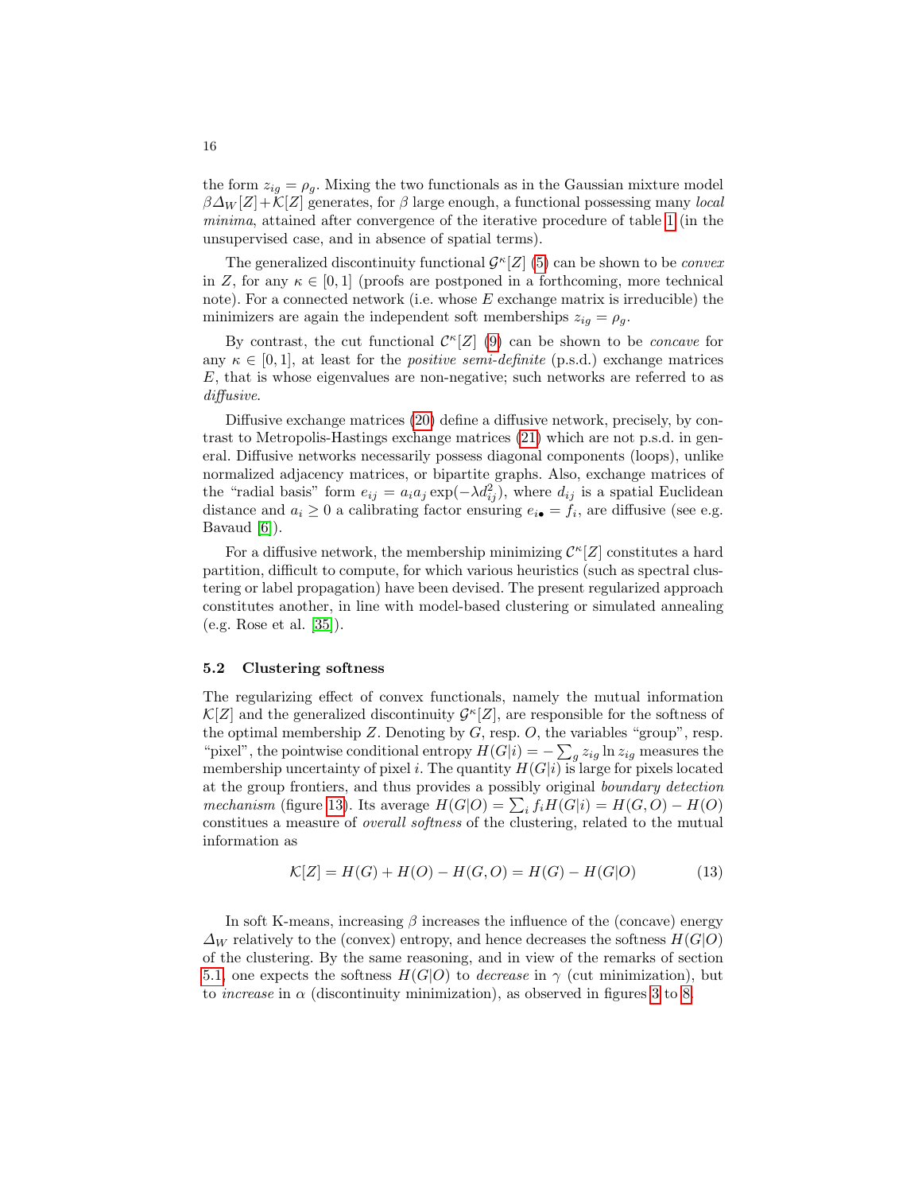the form $z_{ig} = \rho_g$. Mixing the two functionals as in the Gaussian mixture model $\beta \Delta_W[Z] + \mathcal{K}[Z]$ generates, for $\beta$ large enough, a functional possessing many *local minima*, attained after convergence of the iterative procedure of table 1 (in the unsupervised case, and in absence of spatial terms).

The generalized discontinuity functional $\mathcal{G}^\kappa[Z]$ (5) can be shown to be *convex* in $Z$, for any $\kappa \in [0, 1]$ (proofs are postponed in a forthcoming, more technical note). For a connected network (i.e. whose $E$ exchange matrix is irreducible) the minimizers are again the independent soft memberships $z_{ig} = \rho_g$.

By contrast, the cut functional $\mathcal{C}^\kappa[Z]$ (9) can be shown to be *concave* for any $\kappa \in [0, 1]$, at least for the *positive semi-definite* (p.s.d.) exchange matrices $E$, that is whose eigenvalues are non-negative; such networks are referred to as *diffusive*.

Diffusive exchange matrices (20) define a diffusive network, precisely, by contrast to Metropolis-Hastings exchange matrices (21) which are not p.s.d. in general. Diffusive networks necessarily possess diagonal components (loops), unlike normalized adjacency matrices, or bipartite graphs. Also, exchange matrices of the "radial basis" form $e_{ij} = a_i a_j \exp(-\lambda d_{ij}^2)$, where $d_{ij}$ is a spatial Euclidean distance and $a_i \geq 0$ a calibrating factor ensuring $e_{i\bullet} = f_i$, are diffusive (see e.g. Bavaud [6]).

For a diffusive network, the membership minimizing $\mathcal{C}^\kappa[Z]$ constitutes a hard partition, difficult to compute, for which various heuristics (such as spectral clustering or label propagation) have been devised. The present regularized approach constitutes another, in line with model-based clustering or simulated annealing (e.g. Rose et al. [35]).

### 5.2 Clustering softness

The regularizing effect of convex functionals, namely the mutual information $\mathcal{K}[Z]$ and the generalized discontinuity $\mathcal{G}^\kappa[Z]$, are responsible for the softness of the optimal membership $Z$. Denoting by $G$, resp. $O$, the variables "group", resp. "pixel", the pointwise conditional entropy $H(G|i) = -\sum_g z_{ig} \ln z_{ig}$ measures the membership uncertainty of pixel $i$. The quantity $H(G|i)$ is large for pixels located at the group frontiers, and thus provides a possibly original *boundary detection mechanism* (figure 13). Its average $H(G|O) = \sum_i f_i H(G|i) = H(G, O) - H(O)$ constitues a measure of *overall softness* of the clustering, related to the mutual information as

$$\mathcal{K}[Z] = H(G) + H(O) - H(G, O) = H(G) - H(G|O) \tag{13}$$

In soft K-means, increasing $\beta$ increases the influence of the (concave) energy $\Delta_W$ relatively to the (convex) entropy, and hence decreases the softness $H(G|O)$ of the clustering. By the same reasoning, and in view of the remarks of section 5.1, one expects the softness $H(G|O)$ to *decrease* in $\gamma$ (cut minimization), but to *increase* in $\alpha$ (discontinuity minimization), as observed in figures 3 to 8.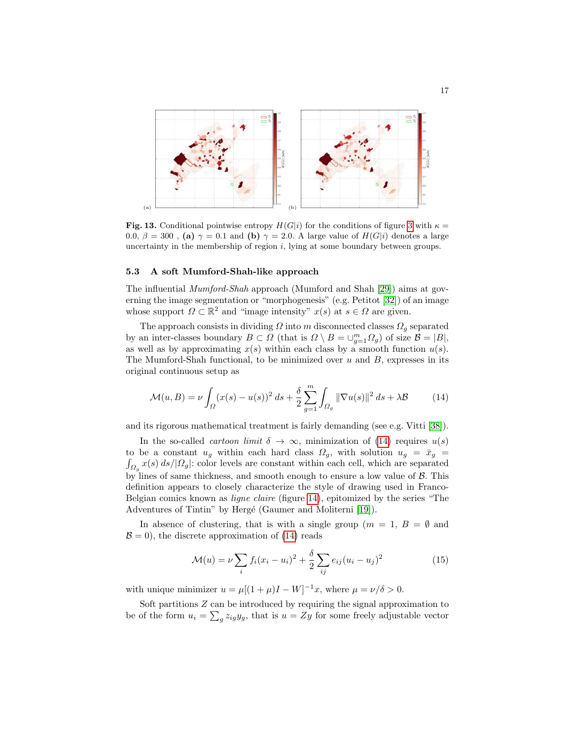Fig. 13. Conditional pointwise entropy $H(G|i)$ for the conditions of figure 3 with $\kappa = 0.0$, $\beta = 300$ , **(a)** $\gamma = 0.1$ and **(b)** $\gamma = 2.0$. A large value of $H(G|i)$ denotes a large uncertainty in the membership of region $i$, lying at some boundary between groups.

### 5.3 A soft Mumford-Shah-like approach

The influential *Mumford-Shah* approach (Mumford and Shah [29]) aims at governing the image segmentation or "morphogenesis" (e.g. Petitot [32]) of an image whose support $\Omega \subset \mathbb{R}^2$ and "image intensity" $x(s)$ at $s \in \Omega$ are given.

The approach consists in dividing $\Omega$ into $m$ disconnected classes $\Omega_g$ separated by an inter-classes boundary $B \subset \Omega$ (that is $\Omega \setminus B = \cup_{g=1}^m \Omega_g$) of size $\mathcal{B} = |B|$, as well as by approximating $x(s)$ within each class by a smooth function $u(s)$. The Mumford-Shah functional, to be minimized over $u$ and $B$, expresses in its original continuous setup as

$$\mathcal{M}(u, B) = \nu \int_{\Omega} (x(s) - u(s))^2 \, ds + \frac{\delta}{2} \sum_{g=1}^{m} \int_{\Omega_g} \|\nabla u(s)\|^2 \, ds + \lambda \mathcal{B} \tag{14}$$

and its rigorous mathematical treatment is fairly demanding (see e.g. Vitti [38]).

In the so-called *cartoon limit* $\delta \to \infty$, minimization of (14) requires $u(s)$ to be a constant $u_g$ within each hard class $\Omega_g$, with solution $u_g = \bar{x}_g = \int_{\Omega_g} x(s) \, ds / |\Omega_g|$: color levels are constant within each cell, which are separated by lines of same thickness, and smooth enough to ensure a low value of $\mathcal{B}$. This definition appears to closely characterize the style of drawing used in Franco-Belgian comics known as *ligne claire* (figure 14), epitomized by the series "The Adventures of Tintin" by Hergé (Gaumer and Moliterni [19]).

In absence of clustering, that is with a single group ($m = 1$, $B = \emptyset$ and $\mathcal{B} = 0$), the discrete approximation of (14) reads

$$\mathcal{M}(u) = \nu \sum_i f_i (x_i - u_i)^2 + \frac{\delta}{2} \sum_{ij} e_{ij} (u_i - u_j)^2 \tag{15}$$

with unique minimizer $u = \mu[(1 + \mu)I - W]^{-1} x$, where $\mu = \nu/\delta > 0$.

Soft partitions $Z$ can be introduced by requiring the signal approximation to be of the form $u_i = \sum_g z_{ig} y_g$, that is $u = Zy$ for some freely adjustable vector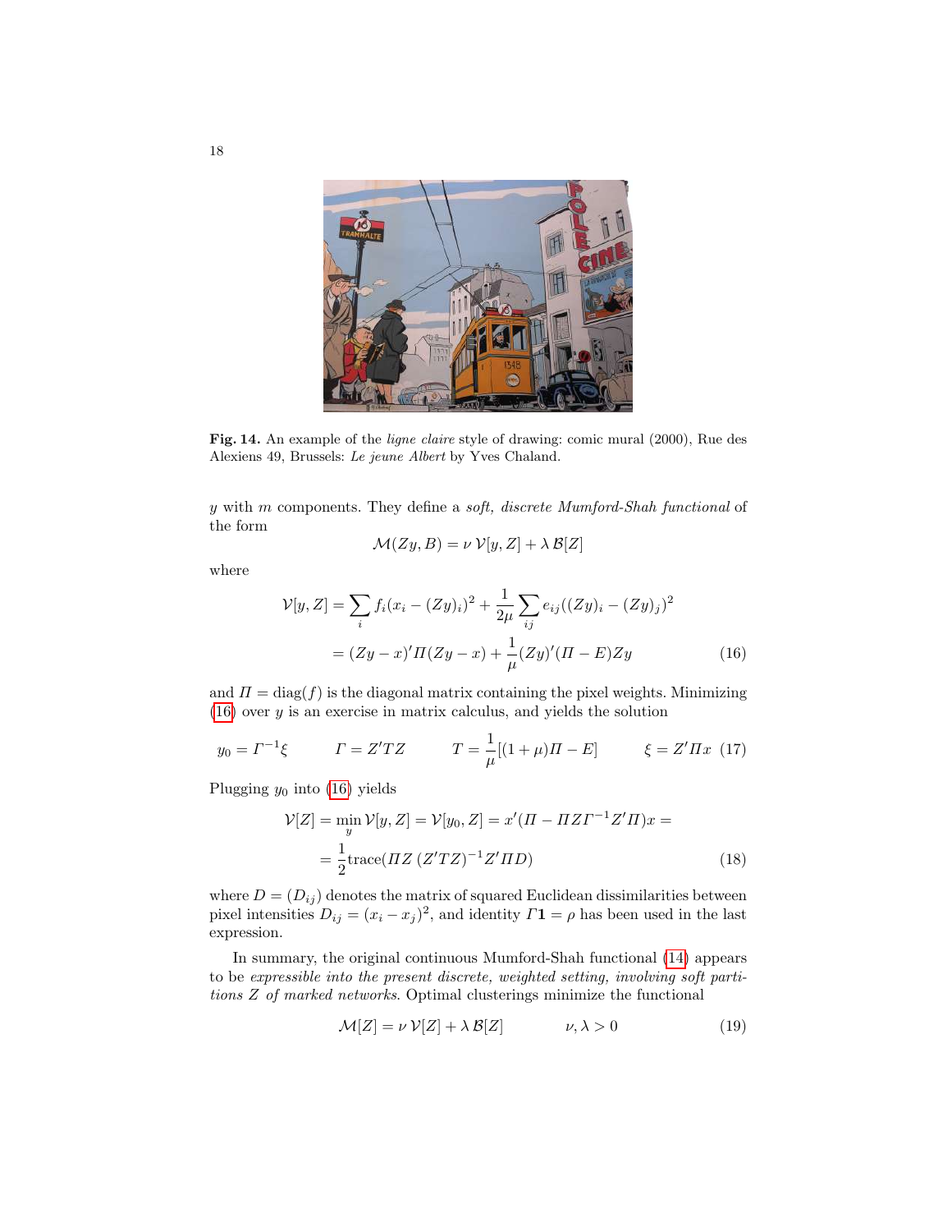Fig. 14. An example of the *ligne claire* style of drawing: comic mural (2000), Rue des Alexiens 49, Brussels: *Le jeune Albert* by Yves Chaland.

$y$ with $m$ components. They define a *soft, discrete Mumford-Shah functional* of the form

$$\mathcal{M}(Zy, B) = \nu\, \mathcal{V}[y, Z] + \lambda\, \mathcal{B}[Z]$$

where

$$\begin{aligned}\mathcal{V}[y, Z] &= \sum_i f_i(x_i - (Zy)_i)^2 + \frac{1}{2\mu}\sum_{ij} e_{ij}((Zy)_i - (Zy)_j)^2 \\ &= (Zy - x)'\Pi(Zy - x) + \frac{1}{\mu}(Zy)'(\Pi - E)Zy \end{aligned} \tag{16}$$

and $\Pi = \text{diag}(f)$ is the diagonal matrix containing the pixel weights. Minimizing (16) over $y$ is an exercise in matrix calculus, and yields the solution

$$y_0 = \Gamma^{-1}\xi \qquad \Gamma = Z'TZ \qquad T = \frac{1}{\mu}[(1+\mu)\Pi - E] \qquad \xi = Z'\Pi x \tag{17}$$

Plugging $y_0$ into (16) yields

$$\begin{aligned}\mathcal{V}[Z] = \min_y \mathcal{V}[y, Z] = \mathcal{V}[y_0, Z] = x'(\Pi - \Pi Z\Gamma^{-1}Z'\Pi)x = \\ = \frac{1}{2}\text{trace}(\Pi Z\,(Z'TZ)^{-1}Z'\Pi D)\end{aligned} \tag{18}$$

where $D = (D_{ij})$ denotes the matrix of squared Euclidean dissimilarities between pixel intensities $D_{ij} = (x_i - x_j)^2$, and identity $\Gamma\mathbf{1} = \rho$ has been used in the last expression.

In summary, the original continuous Mumford-Shah functional (14) appears to be *expressible into the present discrete, weighted setting, involving soft partitions $Z$ of marked networks*. Optimal clusterings minimize the functional

$$\mathcal{M}[Z] = \nu\, \mathcal{V}[Z] + \lambda\, \mathcal{B}[Z] \qquad \nu, \lambda > 0 \tag{19}$$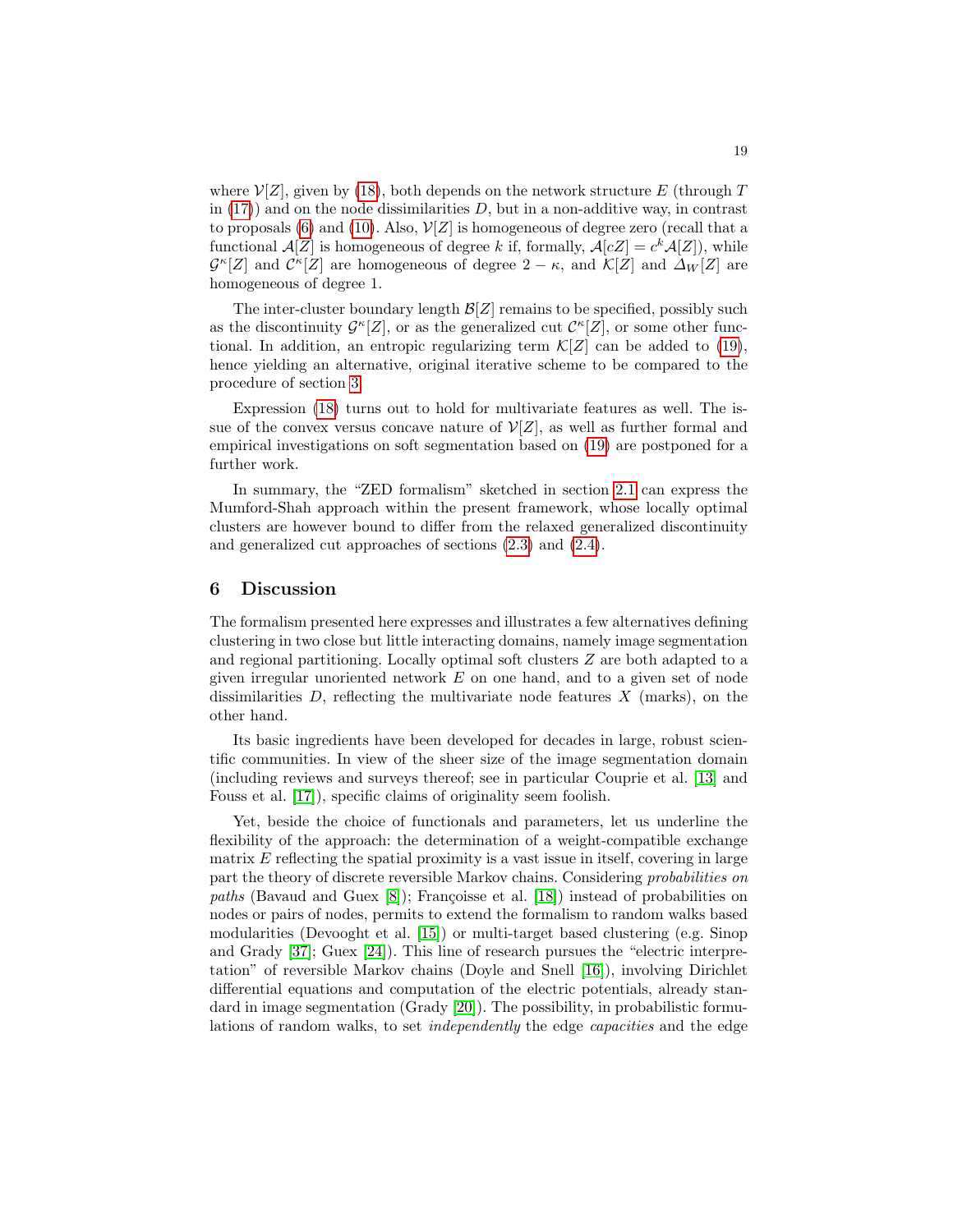where $\mathcal{V}[Z]$, given by (18), both depends on the network structure $E$ (through $T$ in (17)) and on the node dissimilarities $D$, but in a non-additive way, in contrast to proposals (6) and (10). Also, $\mathcal{V}[Z]$ is homogeneous of degree zero (recall that a functional $\mathcal{A}[Z]$ is homogeneous of degree $k$ if, formally, $\mathcal{A}[cZ] = c^k \mathcal{A}[Z]$), while $\mathcal{G}^\kappa[Z]$ and $\mathcal{C}^\kappa[Z]$ are homogeneous of degree $2 - \kappa$, and $\mathcal{K}[Z]$ and $\Delta_W[Z]$ are homogeneous of degree 1.

The inter-cluster boundary length $\mathcal{B}[Z]$ remains to be specified, possibly such as the discontinuity $\mathcal{G}^\kappa[Z]$, or as the generalized cut $\mathcal{C}^\kappa[Z]$, or some other functional. In addition, an entropic regularizing term $\mathcal{K}[Z]$ can be added to (19), hence yielding an alternative, original iterative scheme to be compared to the procedure of section 3.

Expression (18) turns out to hold for multivariate features as well. The issue of the convex versus concave nature of $\mathcal{V}[Z]$, as well as further formal and empirical investigations on soft segmentation based on (19) are postponed for a further work.

In summary, the "ZED formalism" sketched in section 2.1 can express the Mumford-Shah approach within the present framework, whose locally optimal clusters are however bound to differ from the relaxed generalized discontinuity and generalized cut approaches of sections (2.3) and (2.4).

## 6 Discussion

The formalism presented here expresses and illustrates a few alternatives defining clustering in two close but little interacting domains, namely image segmentation and regional partitioning. Locally optimal soft clusters $Z$ are both adapted to a given irregular unoriented network $E$ on one hand, and to a given set of node dissimilarities $D$, reflecting the multivariate node features $X$ (marks), on the other hand.

Its basic ingredients have been developed for decades in large, robust scientific communities. In view of the sheer size of the image segmentation domain (including reviews and surveys thereof; see in particular Couprie et al. [13] and Fouss et al. [17]), specific claims of originality seem foolish.

Yet, beside the choice of functionals and parameters, let us underline the flexibility of the approach: the determination of a weight-compatible exchange matrix $E$ reflecting the spatial proximity is a vast issue in itself, covering in large part the theory of discrete reversible Markov chains. Considering *probabilities on paths* (Bavaud and Guex [8]); Françoisse et al. [18]) instead of probabilities on nodes or pairs of nodes, permits to extend the formalism to random walks based modularities (Devooght et al. [15]) or multi-target based clustering (e.g. Sinop and Grady [37]; Guex [24]). This line of research pursues the "electric interpretation" of reversible Markov chains (Doyle and Snell [16]), involving Dirichlet differential equations and computation of the electric potentials, already standard in image segmentation (Grady [20]). The possibility, in probabilistic formulations of random walks, to set *independently* the edge *capacities* and the edge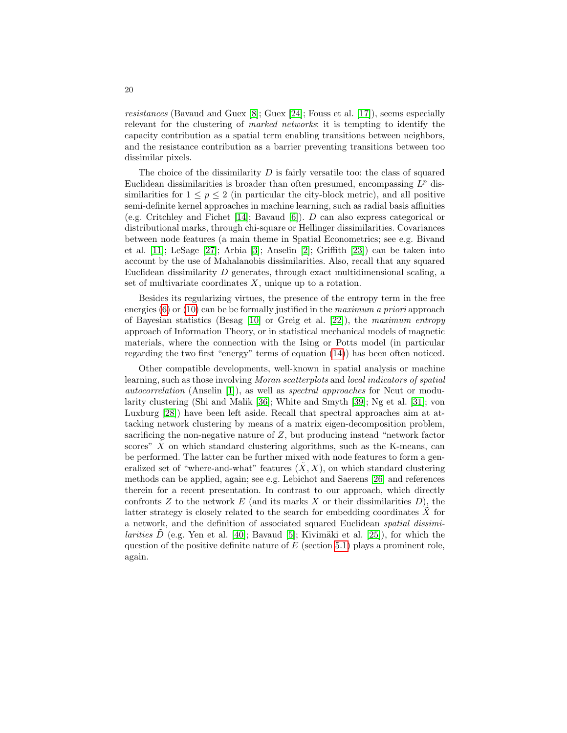*resistances* (Bavaud and Guex [8]; Guex [24]; Fouss et al. [17]), seems especially relevant for the clustering of *marked networks*: it is tempting to identify the capacity contribution as a spatial term enabling transitions between neighbors, and the resistance contribution as a barrier preventing transitions between too dissimilar pixels.

The choice of the dissimilarity $D$ is fairly versatile too: the class of squared Euclidean dissimilarities is broader than often presumed, encompassing $L^p$ dissimilarities for $1 \leq p \leq 2$ (in particular the city-block metric), and all positive semi-definite kernel approaches in machine learning, such as radial basis affinities (e.g. Critchley and Fichet [14]; Bavaud [6]). $D$ can also express categorical or distributional marks, through chi-square or Hellinger dissimilarities. Covariances between node features (a main theme in Spatial Econometrics; see e.g. Bivand et al. [11]; LeSage [27]; Arbia [3]; Anselin [2]; Griffith [23]) can be taken into account by the use of Mahalanobis dissimilarities. Also, recall that any squared Euclidean dissimilarity $D$ generates, through exact multidimensional scaling, a set of multivariate coordinates $X$, unique up to a rotation.

Besides its regularizing virtues, the presence of the entropy term in the free energies (6) or (10) can be be formally justified in the *maximum a priori* approach of Bayesian statistics (Besag [10] or Greig et al. [22]), the *maximum entropy* approach of Information Theory, or in statistical mechanical models of magnetic materials, where the connection with the Ising or Potts model (in particular regarding the two first "energy" terms of equation (14)) has been often noticed.

Other compatible developments, well-known in spatial analysis or machine learning, such as those involving *Moran scatterplots* and *local indicators of spatial autocorrelation* (Anselin [1]), as well as *spectral approaches* for Ncut or modularity clustering (Shi and Malik [36]; White and Smyth [39]; Ng et al. [31]; von Luxburg [28]) have been left aside. Recall that spectral approaches aim at attacking network clustering by means of a matrix eigen-decomposition problem, sacrificing the non-negative nature of $Z$, but producing instead "network factor scores" $\tilde{X}$ on which standard clustering algorithms, such as the K-means, can be performed. The latter can be further mixed with node features to form a generalized set of "where-and-what" features $(\tilde{X}, X)$, on which standard clustering methods can be applied, again; see e.g. Lebichot and Saerens [26] and references therein for a recent presentation. In contrast to our approach, which directly confronts $Z$ to the network $E$ (and its marks $X$ or their dissimilarities $D$), the latter strategy is closely related to the search for embedding coordinates $\tilde{X}$ for a network, and the definition of associated squared Euclidean *spatial dissimilarities* $\tilde{D}$ (e.g. Yen et al. [40]; Bavaud [5]; Kivimäki et al. [25]), for which the question of the positive definite nature of $E$ (section 5.1) plays a prominent role, again.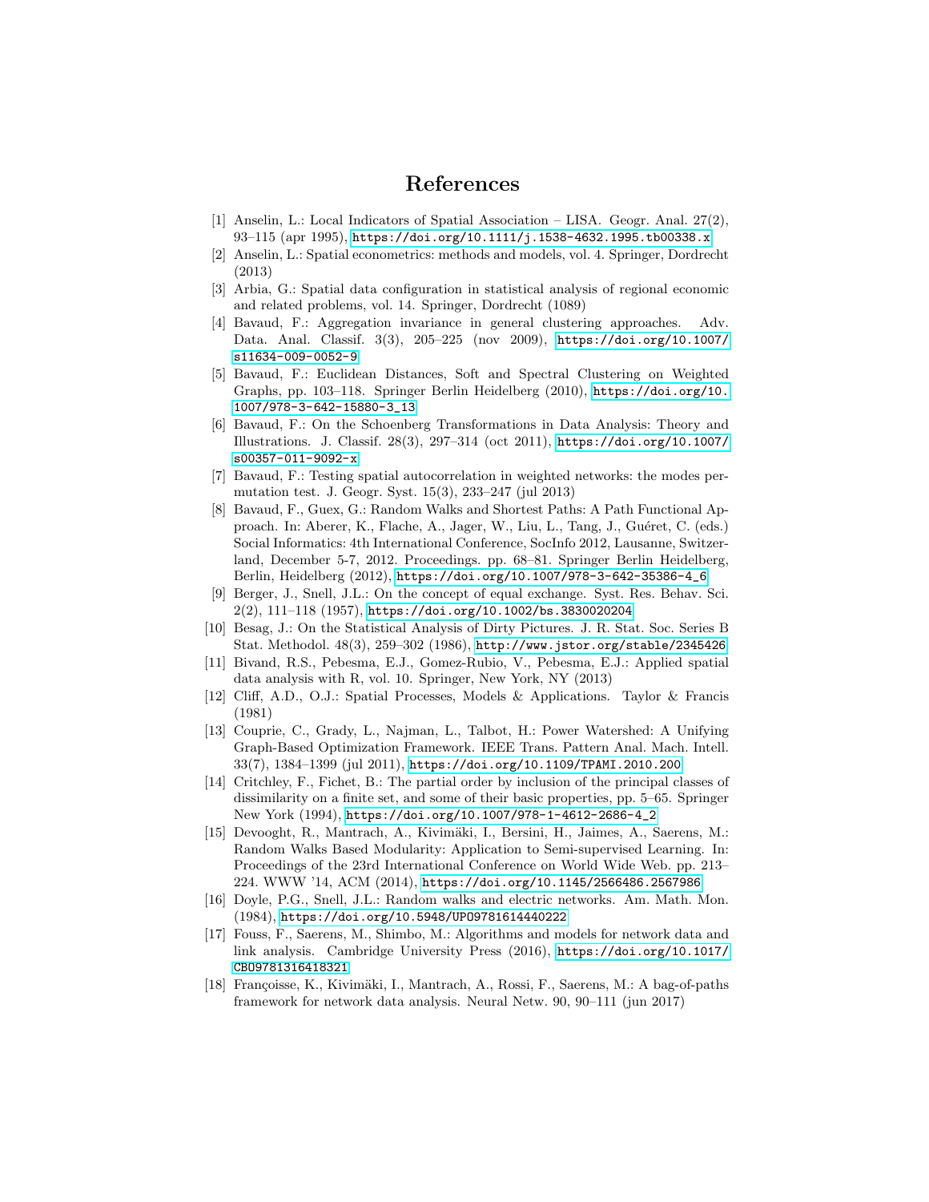# References

1. Anselin, L.: Local Indicators of Spatial Association – LISA. Geogr. Anal. 27(2), 93–115 (apr 1995), https://doi.org/10.1111/j.1538-4632.1995.tb00338.x
2. Anselin, L.: Spatial econometrics: methods and models, vol. 4. Springer, Dordrecht (2013)
3. Arbia, G.: Spatial data configuration in statistical analysis of regional economic and related problems, vol. 14. Springer, Dordrecht (1089)
4. Bavaud, F.: Aggregation invariance in general clustering approaches. Adv. Data. Anal. Classif. 3(3), 205–225 (nov 2009), https://doi.org/10.1007/s11634-009-0052-9
5. Bavaud, F.: Euclidean Distances, Soft and Spectral Clustering on Weighted Graphs, pp. 103–118. Springer Berlin Heidelberg (2010), https://doi.org/10.1007/978-3-642-15880-3_13
6. Bavaud, F.: On the Schoenberg Transformations in Data Analysis: Theory and Illustrations. J. Classif. 28(3), 297–314 (oct 2011), https://doi.org/10.1007/s00357-011-9092-x
7. Bavaud, F.: Testing spatial autocorrelation in weighted networks: the modes permutation test. J. Geogr. Syst. 15(3), 233–247 (jul 2013)
8. Bavaud, F., Guex, G.: Random Walks and Shortest Paths: A Path Functional Approach. In: Aberer, K., Flache, A., Jager, W., Liu, L., Tang, J., Guéret, C. (eds.) Social Informatics: 4th International Conference, SocInfo 2012, Lausanne, Switzerland, December 5-7, 2012. Proceedings. pp. 68–81. Springer Berlin Heidelberg, Berlin, Heidelberg (2012), https://doi.org/10.1007/978-3-642-35386-4_6
9. Berger, J., Snell, J.L.: On the concept of equal exchange. Syst. Res. Behav. Sci. 2(2), 111–118 (1957), https://doi.org/10.1002/bs.3830020204
10. Besag, J.: On the Statistical Analysis of Dirty Pictures. J. R. Stat. Soc. Series B Stat. Methodol. 48(3), 259–302 (1986), http://www.jstor.org/stable/2345426
11. Bivand, R.S., Pebesma, E.J., Gomez-Rubio, V., Pebesma, E.J.: Applied spatial data analysis with R, vol. 10. Springer, New York, NY (2013)
12. Cliff, A.D., O.J.: Spatial Processes, Models & Applications. Taylor & Francis (1981)
13. Couprie, C., Grady, L., Najman, L., Talbot, H.: Power Watershed: A Unifying Graph-Based Optimization Framework. IEEE Trans. Pattern Anal. Mach. Intell. 33(7), 1384–1399 (jul 2011), https://doi.org/10.1109/TPAMI.2010.200
14. Critchley, F., Fichet, B.: The partial order by inclusion of the principal classes of dissimilarity on a finite set, and some of their basic properties, pp. 5–65. Springer New York (1994), https://doi.org/10.1007/978-1-4612-2686-4_2
15. Devooght, R., Mantrach, A., Kivimäki, I., Bersini, H., Jaimes, A., Saerens, M.: Random Walks Based Modularity: Application to Semi-supervised Learning. In: Proceedings of the 23rd International Conference on World Wide Web. pp. 213–224. WWW '14, ACM (2014), https://doi.org/10.1145/2566486.2567986
16. Doyle, P.G., Snell, J.L.: Random walks and electric networks. Am. Math. Mon. (1984), https://doi.org/10.5948/UPO9781614440222
17. Fouss, F., Saerens, M., Shimbo, M.: Algorithms and models for network data and link analysis. Cambridge University Press (2016), https://doi.org/10.1017/CBO9781316418321
18. Françoisse, K., Kivimäki, I., Mantrach, A., Rossi, F., Saerens, M.: A bag-of-paths framework for network data analysis. Neural Netw. 90, 90–111 (jun 2017)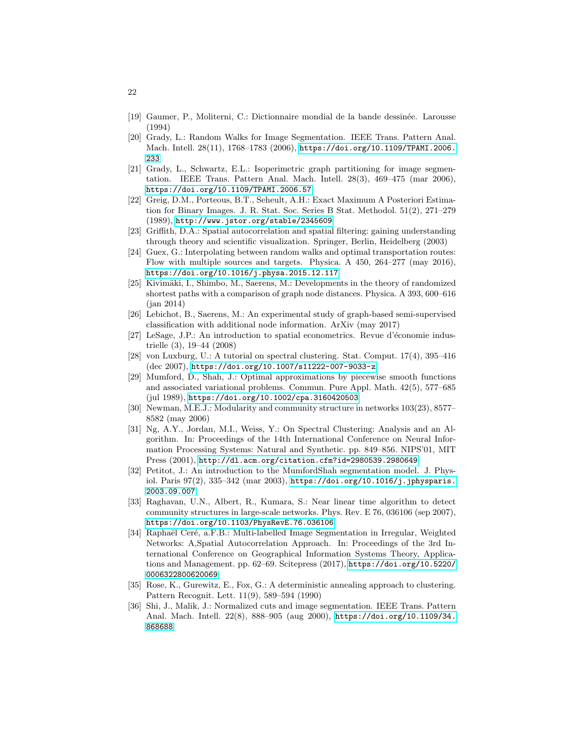[19] Gaumer, P., Moliterni, C.: Dictionnaire mondial de la bande dessinée. Larousse (1994)

[20] Grady, L.: Random Walks for Image Segmentation. IEEE Trans. Pattern Anal. Mach. Intell. 28(11), 1768–1783 (2006), https://doi.org/10.1109/TPAMI.2006.233

[21] Grady, L., Schwartz, E.L.: Isoperimetric graph partitioning for image segmentation. IEEE Trans. Pattern Anal. Mach. Intell. 28(3), 469–475 (mar 2006), https://doi.org/10.1109/TPAMI.2006.57

[22] Greig, D.M., Porteous, B.T., Seheult, A.H.: Exact Maximum A Posteriori Estimation for Binary Images. J. R. Stat. Soc. Series B Stat. Methodol. 51(2), 271–279 (1989), http://www.jstor.org/stable/2345609

[23] Griffith, D.A.: Spatial autocorrelation and spatial filtering: gaining understanding through theory and scientific visualization. Springer, Berlin, Heidelberg (2003)

[24] Guex, G.: Interpolating between random walks and optimal transportation routes: Flow with multiple sources and targets. Physica. A 450, 264–277 (may 2016), https://doi.org/10.1016/j.physa.2015.12.117

[25] Kivimäki, I., Shimbo, M., Saerens, M.: Developments in the theory of randomized shortest paths with a comparison of graph node distances. Physica. A 393, 600–616 (jan 2014)

[26] Lebichot, B., Saerens, M.: An experimental study of graph-based semi-supervised classification with additional node information. ArXiv (may 2017)

[27] LeSage, J.P.: An introduction to spatial econometrics. Revue d'économie industrielle (3), 19–44 (2008)

[28] von Luxburg, U.: A tutorial on spectral clustering. Stat. Comput. 17(4), 395–416 (dec 2007), https://doi.org/10.1007/s11222-007-9033-z

[29] Mumford, D., Shah, J.: Optimal approximations by piecewise smooth functions and associated variational problems. Commun. Pure Appl. Math. 42(5), 577–685 (jul 1989), https://doi.org/10.1002/cpa.3160420503

[30] Newman, M.E.J.: Modularity and community structure in networks 103(23), 8577–8582 (may 2006)

[31] Ng, A.Y., Jordan, M.I., Weiss, Y.: On Spectral Clustering: Analysis and an Algorithm. In: Proceedings of the 14th International Conference on Neural Information Processing Systems: Natural and Synthetic. pp. 849–856. NIPS'01, MIT Press (2001), http://dl.acm.org/citation.cfm?id=2980539.2980649

[32] Petitot, J.: An introduction to the MumfordShah segmentation model. J. Physiol. Paris 97(2), 335–342 (mar 2003), https://doi.org/10.1016/j.jphysparis.2003.09.007

[33] Raghavan, U.N., Albert, R., Kumara, S.: Near linear time algorithm to detect community structures in large-scale networks. Phys. Rev. E 76, 036106 (sep 2007), https://doi.org/10.1103/PhysRevE.76.036106

[34] Raphaël Ceré, a.F.B.: Multi-labelled Image Segmentation in Irregular, Weighted Networks: A,Spatial Autocorrelation Approach. In: Proceedings of the 3rd International Conference on Geographical Information Systems Theory, Applications and Management. pp. 62–69. Scitepress (2017), https://doi.org/10.5220/0006322800620069

[35] Rose, K., Gurewitz, E., Fox, G.: A deterministic annealing approach to clustering. Pattern Recognit. Lett. 11(9), 589–594 (1990)

[36] Shi, J., Malik, J.: Normalized cuts and image segmentation. IEEE Trans. Pattern Anal. Mach. Intell. 22(8), 888–905 (aug 2000), https://doi.org/10.1109/34.868688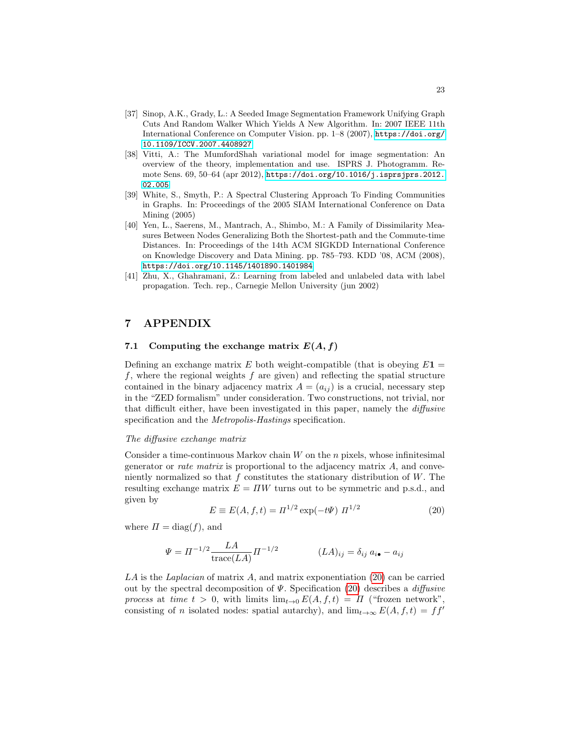[37] Sinop, A.K., Grady, L.: A Seeded Image Segmentation Framework Unifying Graph Cuts And Random Walker Which Yields A New Algorithm. In: 2007 IEEE 11th International Conference on Computer Vision. pp. 1–8 (2007), https://doi.org/10.1109/ICCV.2007.4408927

[38] Vitti, A.: The MumfordShah variational model for image segmentation: An overview of the theory, implementation and use. ISPRS J. Photogramm. Remote Sens. 69, 50–64 (apr 2012), https://doi.org/10.1016/j.isprsjprs.2012.02.005

[39] White, S., Smyth, P.: A Spectral Clustering Approach To Finding Communities in Graphs. In: Proceedings of the 2005 SIAM International Conference on Data Mining (2005)

[40] Yen, L., Saerens, M., Mantrach, A., Shimbo, M.: A Family of Dissimilarity Measures Between Nodes Generalizing Both the Shortest-path and the Commute-time Distances. In: Proceedings of the 14th ACM SIGKDD International Conference on Knowledge Discovery and Data Mining. pp. 785–793. KDD '08, ACM (2008), https://doi.org/10.1145/1401890.1401984

[41] Zhu, X., Ghahramani, Z.: Learning from labeled and unlabeled data with label propagation. Tech. rep., Carnegie Mellon University (jun 2002)

# 7 APPENDIX

## 7.1 Computing the exchange matrix $E(A, f)$

Defining an exchange matrix $E$ both weight-compatible (that is obeying $E\mathbf{1} = f$, where the regional weights $f$ are given) and reflecting the spatial structure contained in the binary adjacency matrix $A = (a_{ij})$ is a crucial, necessary step in the "ZED formalism" under consideration. Two constructions, not trivial, nor that difficult either, have been investigated in this paper, namely the *diffusive* specification and the *Metropolis-Hastings* specification.

*The diffusive exchange matrix*

Consider a time-continuous Markov chain $W$ on the $n$ pixels, whose infinitesimal generator or *rate matrix* is proportional to the adjacency matrix $A$, and conveniently normalized so that $f$ constitutes the stationary distribution of $W$. The resulting exchange matrix $E = \Pi W$ turns out to be symmetric and p.s.d., and given by

$$E \equiv E(A, f, t) = \Pi^{1/2} \exp(-t\Psi)\ \Pi^{1/2} \tag{20}$$

where $\Pi = \text{diag}(f)$, and

$$\Psi = \Pi^{-1/2} \frac{LA}{\text{trace}(LA)} \Pi^{-1/2} \qquad\qquad (LA)_{ij} = \delta_{ij}\ a_{i\bullet} - a_{ij}$$

$LA$ is the *Laplacian* of matrix $A$, and matrix exponentiation (20) can be carried out by the spectral decomposition of $\Psi$. Specification (20) describes a *diffusive process* at *time* $t > 0$, with limits $\lim_{t\to 0} E(A, f, t) = \Pi$ ("frozen network", consisting of $n$ isolated nodes: spatial autarchy), and $\lim_{t\to\infty} E(A, f, t) = ff'$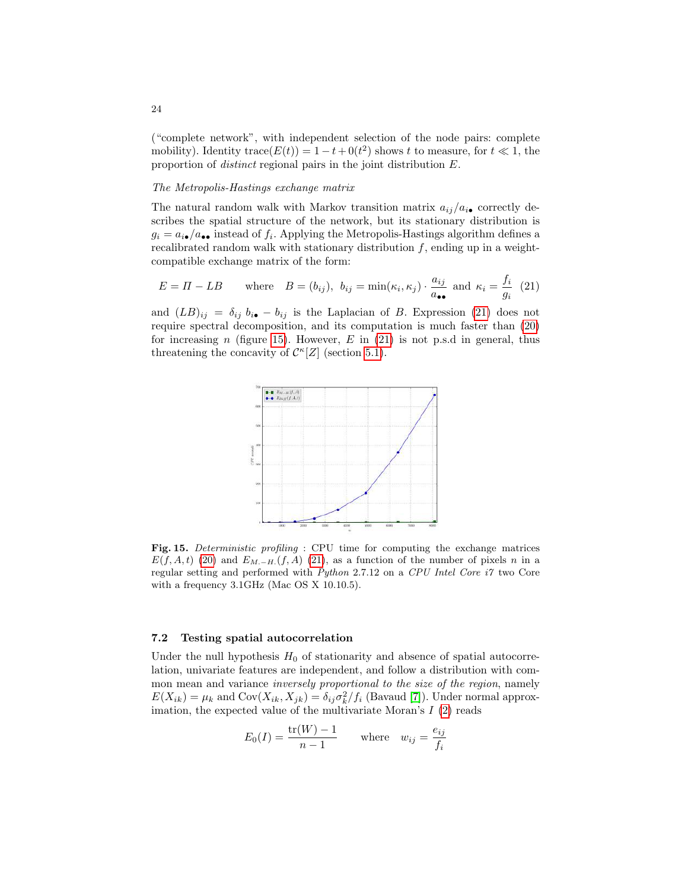("complete network", with independent selection of the node pairs: complete mobility). Identity $\text{trace}(E(t)) = 1 - t + 0(t^2)$ shows $t$ to measure, for $t \ll 1$, the proportion of *distinct* regional pairs in the joint distribution $E$.

*The Metropolis-Hastings exchange matrix*

The natural random walk with Markov transition matrix $a_{ij}/a_{i\bullet}$ correctly describes the spatial structure of the network, but its stationary distribution is $g_i = a_{i\bullet}/a_{\bullet\bullet}$ instead of $f_i$. Applying the Metropolis-Hastings algorithm defines a recalibrated random walk with stationary distribution $f$, ending up in a weight-compatible exchange matrix of the form:

$$E = \Pi - LB \qquad \text{where} \quad B = (b_{ij}),\ b_{ij} = \min(\kappa_i, \kappa_j) \cdot \frac{a_{ij}}{a_{\bullet\bullet}} \text{ and } \kappa_i = \frac{f_i}{g_i} \quad (21)$$

and $(LB)_{ij} = \delta_{ij}\, b_{i\bullet} - b_{ij}$ is the Laplacian of $B$. Expression (21) does not require spectral decomposition, and its computation is much faster than (20) for increasing $n$ (figure 15). However, $E$ in (21) is not p.s.d in general, thus threatening the concavity of $\mathcal{C}^\kappa[Z]$ (section 5.1).

**Fig. 15.** *Deterministic profiling* : CPU time for computing the exchange matrices $E(f, A, t)$ (20) and $E_{M.-H.}(f, A)$ (21), as a function of the number of pixels $n$ in a regular setting and performed with *Python* 2.7.12 on a *CPU Intel Core i7* two Core with a frequency 3.1GHz (Mac OS X 10.10.5).

### 7.2 Testing spatial autocorrelation

Under the null hypothesis $H_0$ of stationarity and absence of spatial autocorrelation, univariate features are independent, and follow a distribution with common mean and variance *inversely proportional to the size of the region*, namely $E(X_{ik}) = \mu_k$ and $\text{Cov}(X_{ik}, X_{jk}) = \delta_{ij}\sigma_k^2/f_i$ (Bavaud [7]). Under normal approximation, the expected value of the multivariate Moran's $I$ (2) reads

$$E_0(I) = \frac{\text{tr}(W) - 1}{n - 1} \qquad \text{where} \quad w_{ij} = \frac{e_{ij}}{f_i}$$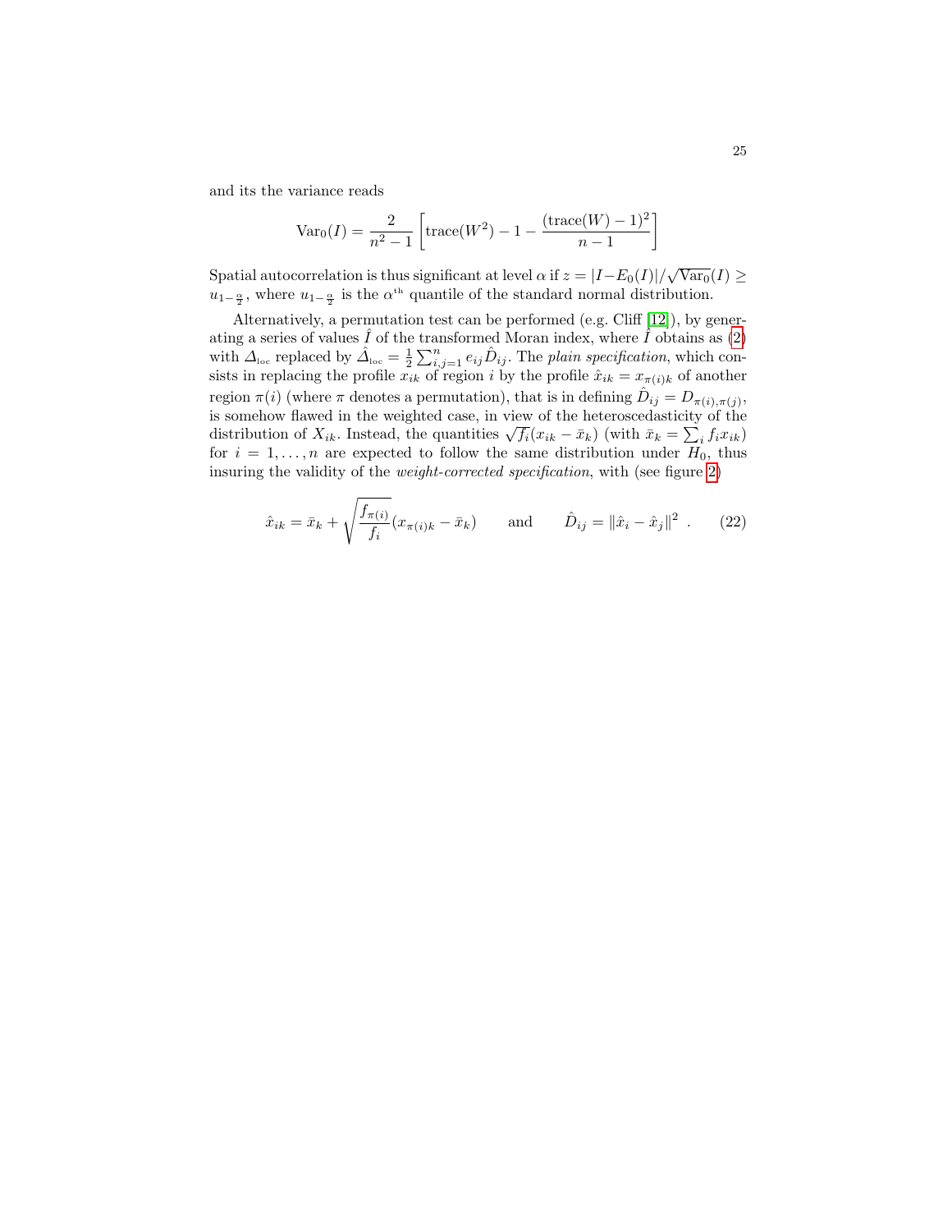and its the variance reads

$$\mathrm{Var}_0(I) = \frac{2}{n^2-1}\left[\mathrm{trace}(W^2) - 1 - \frac{(\mathrm{trace}(W)-1)^2}{n-1}\right]$$

Spatial autocorrelation is thus significant at level $\alpha$ if $z = |I - E_0(I)|/\sqrt{\mathrm{Var}_0}(I) \geq u_{1-\frac{\alpha}{2}}$, where $u_{1-\frac{\alpha}{2}}$ is the $\alpha^{\text{th}}$ quantile of the standard normal distribution.

Alternatively, a permutation test can be performed (e.g. Cliff [12]), by generating a series of values $\hat{I}$ of the transformed Moran index, where $\hat{I}$ obtains as (2) with $\Delta_{\text{loc}}$ replaced by $\hat{\Delta}_{\text{loc}} = \frac{1}{2}\sum_{i,j=1}^{n} e_{ij}\hat{D}_{ij}$. The *plain specification*, which consists in replacing the profile $x_{ik}$ of region $i$ by the profile $\hat{x}_{ik} = x_{\pi(i)k}$ of another region $\pi(i)$ (where $\pi$ denotes a permutation), that is in defining $\hat{D}_{ij} = D_{\pi(i),\pi(j)}$, is somehow flawed in the weighted case, in view of the heteroscedasticity of the distribution of $X_{ik}$. Instead, the quantities $\sqrt{f_i}(x_{ik} - \bar{x}_k)$ (with $\bar{x}_k = \sum_i f_i x_{ik}$) for $i = 1, \ldots, n$ are expected to follow the same distribution under $H_0$, thus insuring the validity of the *weight-corrected specification*, with (see figure 2)

$$\hat{x}_{ik} = \bar{x}_k + \sqrt{\frac{f_{\pi(i)}}{f_i}}(x_{\pi(i)k} - \bar{x}_k) \qquad \text{and} \qquad \hat{D}_{ij} = \|\hat{x}_i - \hat{x}_j\|^2 \ . \tag{22}$$